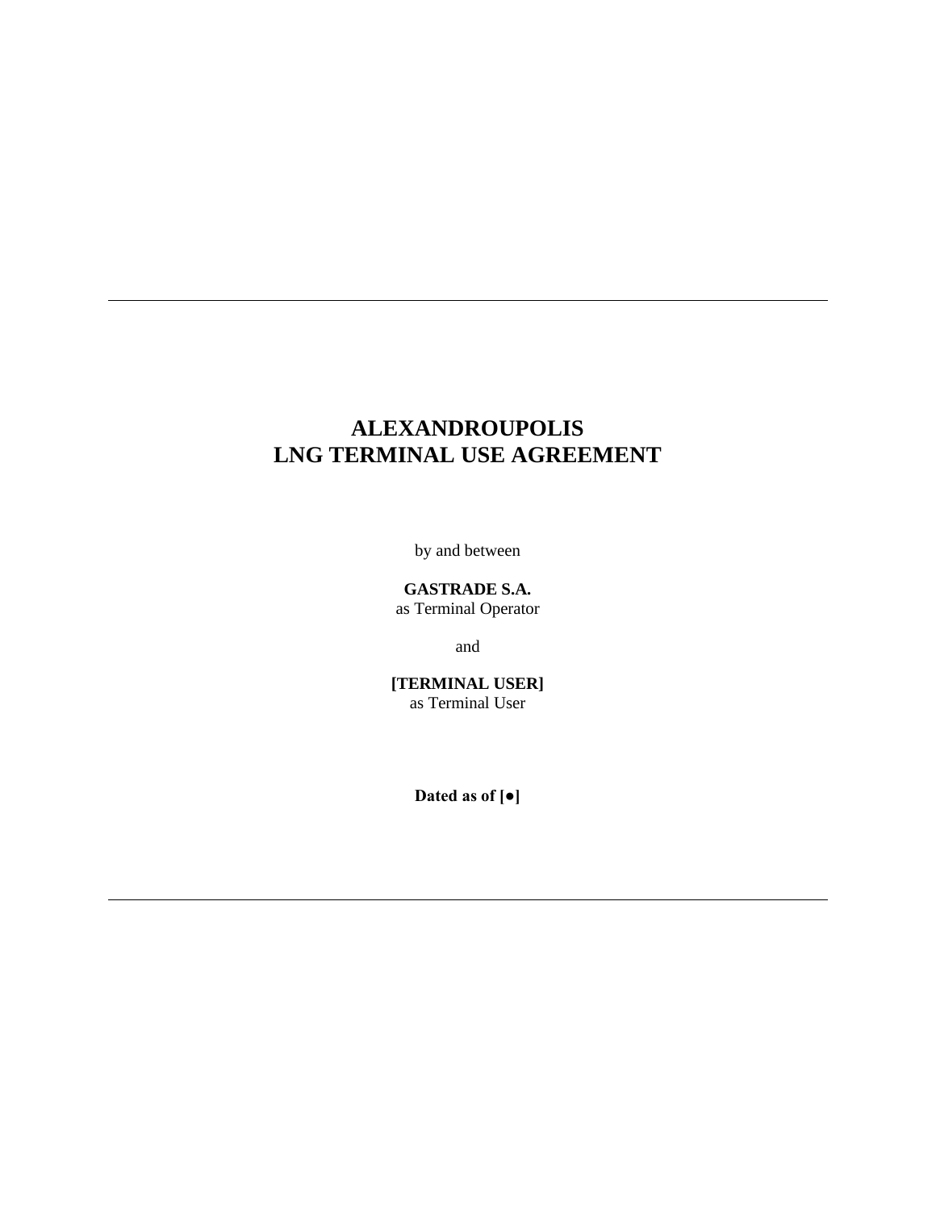---

# ALEXANDROUPOLIS
# LNG TERMINAL USE AGREEMENT

by and between

**GASTRADE S.A.**
as Terminal Operator

and

**[TERMINAL USER]**
as Terminal User

**Dated as of [●]**

---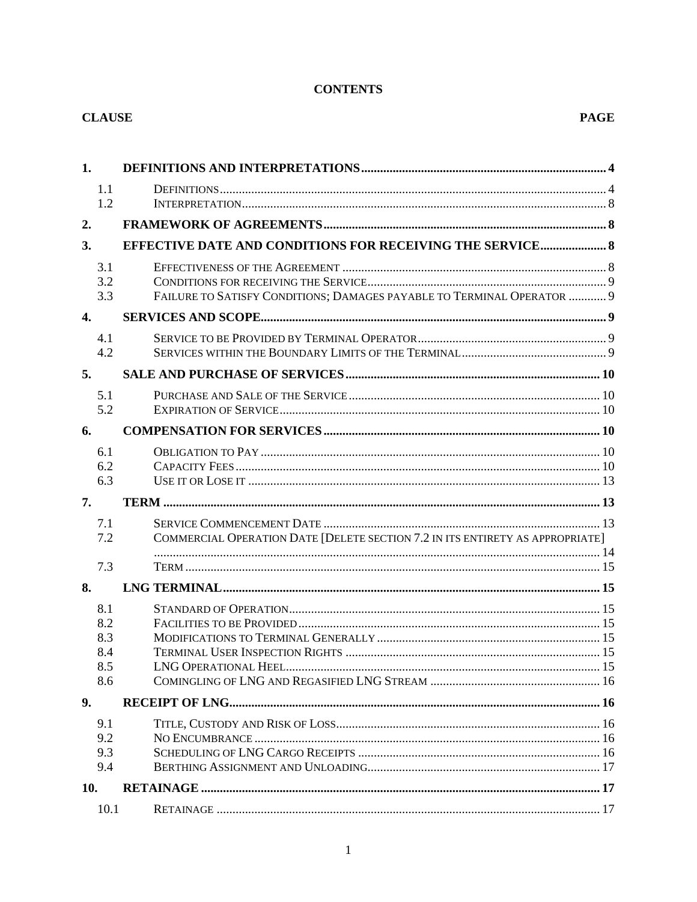**CONTENTS**

| CLAUSE | | PAGE |
|---|---|---|
| **1.** | **DEFINITIONS AND INTERPRETATIONS** | **4** |
| 1.1 | Definitions | 4 |
| 1.2 | Interpretation | 8 |
| **2.** | **FRAMEWORK OF AGREEMENTS** | **8** |
| **3.** | **EFFECTIVE DATE AND CONDITIONS FOR RECEIVING THE SERVICE** | **8** |
| 3.1 | Effectiveness of the Agreement | 8 |
| 3.2 | Conditions for receiving the Service | 9 |
| 3.3 | Failure to Satisfy Conditions; Damages payable to Terminal Operator | 9 |
| **4.** | **SERVICES AND SCOPE** | **9** |
| 4.1 | Service to be Provided by Terminal Operator | 9 |
| 4.2 | Services within the Boundary Limits of the Terminal | 9 |
| **5.** | **SALE AND PURCHASE OF SERVICES** | **10** |
| 5.1 | Purchase and Sale of the Service | 10 |
| 5.2 | Expiration of Service | 10 |
| **6.** | **COMPENSATION FOR SERVICES** | **10** |
| 6.1 | Obligation to Pay | 10 |
| 6.2 | Capacity Fees | 10 |
| 6.3 | Use it or Lose it | 13 |
| **7.** | **TERM** | **13** |
| 7.1 | Service Commencement Date | 13 |
| 7.2 | Commercial Operation Date [Delete section 7.2 in its entirety as appropriate] | 14 |
| 7.3 | Term | 15 |
| **8.** | **LNG TERMINAL** | **15** |
| 8.1 | Standard of Operation | 15 |
| 8.2 | Facilities to be Provided | 15 |
| 8.3 | Modifications to Terminal Generally | 15 |
| 8.4 | Terminal User Inspection Rights | 15 |
| 8.5 | LNG Operational Heel | 15 |
| 8.6 | Comingling of LNG and Regasified LNG Stream | 16 |
| **9.** | **RECEIPT OF LNG** | **16** |
| 9.1 | Title, Custody and Risk of Loss | 16 |
| 9.2 | No Encumbrance | 16 |
| 9.3 | Scheduling of LNG Cargo Receipts | 16 |
| 9.4 | Berthing Assignment and Unloading | 17 |
| **10.** | **RETAINAGE** | **17** |
| 10.1 | Retainage | 17 |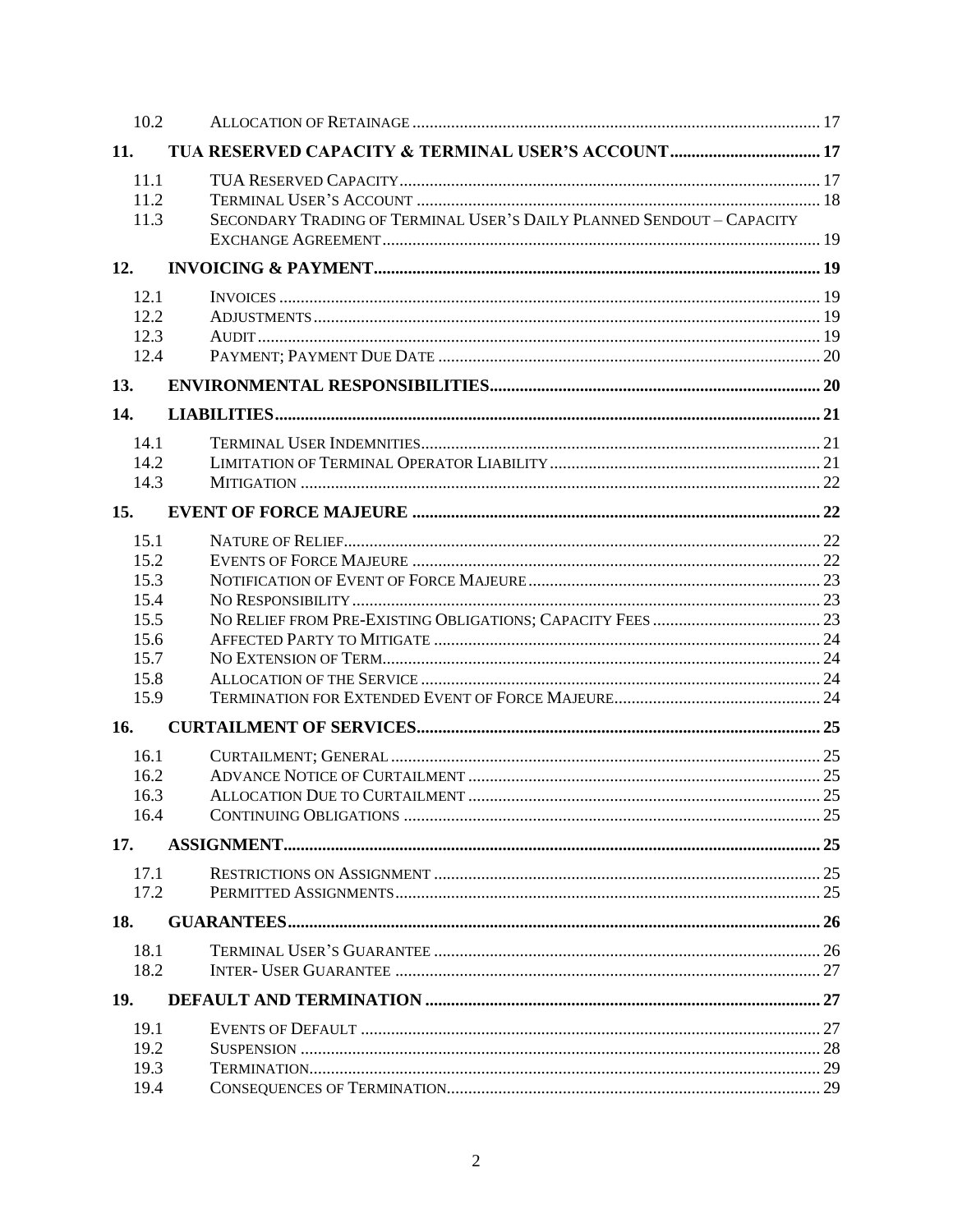| | | |
|---|---|---|
| 10.2 | ALLOCATION OF RETAINAGE | 17 |
| **11.** | **TUA RESERVED CAPACITY & TERMINAL USER'S ACCOUNT** | **17** |
| 11.1 | TUA RESERVED CAPACITY | 17 |
| 11.2 | TERMINAL USER'S ACCOUNT | 18 |
| 11.3 | SECONDARY TRADING OF TERMINAL USER'S DAILY PLANNED SENDOUT – CAPACITY EXCHANGE AGREEMENT | 19 |
| **12.** | **INVOICING & PAYMENT** | **19** |
| 12.1 | INVOICES | 19 |
| 12.2 | ADJUSTMENTS | 19 |
| 12.3 | AUDIT | 19 |
| 12.4 | PAYMENT; PAYMENT DUE DATE | 20 |
| **13.** | **ENVIRONMENTAL RESPONSIBILITIES** | **20** |
| **14.** | **LIABILITIES** | **21** |
| 14.1 | TERMINAL USER INDEMNITIES | 21 |
| 14.2 | LIMITATION OF TERMINAL OPERATOR LIABILITY | 21 |
| 14.3 | MITIGATION | 22 |
| **15.** | **EVENT OF FORCE MAJEURE** | **22** |
| 15.1 | NATURE OF RELIEF | 22 |
| 15.2 | EVENTS OF FORCE MAJEURE | 22 |
| 15.3 | NOTIFICATION OF EVENT OF FORCE MAJEURE | 23 |
| 15.4 | NO RESPONSIBILITY | 23 |
| 15.5 | NO RELIEF FROM PRE-EXISTING OBLIGATIONS; CAPACITY FEES | 23 |
| 15.6 | AFFECTED PARTY TO MITIGATE | 24 |
| 15.7 | NO EXTENSION OF TERM | 24 |
| 15.8 | ALLOCATION OF THE SERVICE | 24 |
| 15.9 | TERMINATION FOR EXTENDED EVENT OF FORCE MAJEURE | 24 |
| **16.** | **CURTAILMENT OF SERVICES** | **25** |
| 16.1 | CURTAILMENT; GENERAL | 25 |
| 16.2 | ADVANCE NOTICE OF CURTAILMENT | 25 |
| 16.3 | ALLOCATION DUE TO CURTAILMENT | 25 |
| 16.4 | CONTINUING OBLIGATIONS | 25 |
| **17.** | **ASSIGNMENT** | **25** |
| 17.1 | RESTRICTIONS ON ASSIGNMENT | 25 |
| 17.2 | PERMITTED ASSIGNMENTS | 25 |
| **18.** | **GUARANTEES** | **26** |
| 18.1 | TERMINAL USER'S GUARANTEE | 26 |
| 18.2 | INTER- USER GUARANTEE | 27 |
| **19.** | **DEFAULT AND TERMINATION** | **27** |
| 19.1 | EVENTS OF DEFAULT | 27 |
| 19.2 | SUSPENSION | 28 |
| 19.3 | TERMINATION | 29 |
| 19.4 | CONSEQUENCES OF TERMINATION | 29 |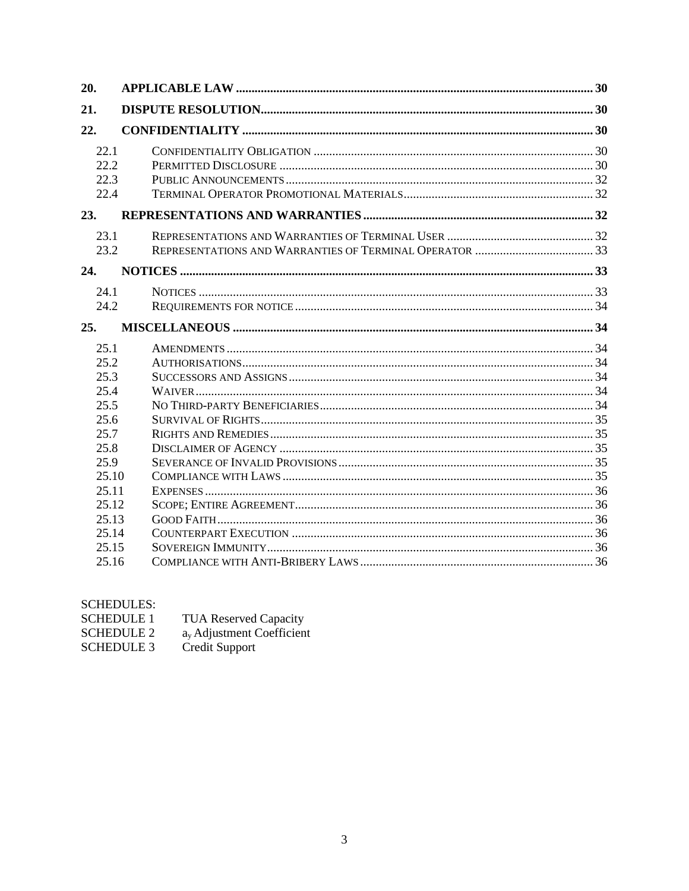| | | |
|---|---|---|
| **20.** | **APPLICABLE LAW** | **30** |
| **21.** | **DISPUTE RESOLUTION** | **30** |
| **22.** | **CONFIDENTIALITY** | **30** |
| 22.1 | CONFIDENTIALITY OBLIGATION | 30 |
| 22.2 | PERMITTED DISCLOSURE | 30 |
| 22.3 | PUBLIC ANNOUNCEMENTS | 32 |
| 22.4 | TERMINAL OPERATOR PROMOTIONAL MATERIALS | 32 |
| **23.** | **REPRESENTATIONS AND WARRANTIES** | **32** |
| 23.1 | REPRESENTATIONS AND WARRANTIES OF TERMINAL USER | 32 |
| 23.2 | REPRESENTATIONS AND WARRANTIES OF TERMINAL OPERATOR | 33 |
| **24.** | **NOTICES** | **33** |
| 24.1 | NOTICES | 33 |
| 24.2 | REQUIREMENTS FOR NOTICE | 34 |
| **25.** | **MISCELLANEOUS** | **34** |
| 25.1 | AMENDMENTS | 34 |
| 25.2 | AUTHORISATIONS | 34 |
| 25.3 | SUCCESSORS AND ASSIGNS | 34 |
| 25.4 | WAIVER | 34 |
| 25.5 | NO THIRD-PARTY BENEFICIARIES | 34 |
| 25.6 | SURVIVAL OF RIGHTS | 35 |
| 25.7 | RIGHTS AND REMEDIES | 35 |
| 25.8 | DISCLAIMER OF AGENCY | 35 |
| 25.9 | SEVERANCE OF INVALID PROVISIONS | 35 |
| 25.10 | COMPLIANCE WITH LAWS | 35 |
| 25.11 | EXPENSES | 36 |
| 25.12 | SCOPE; ENTIRE AGREEMENT | 36 |
| 25.13 | GOOD FAITH | 36 |
| 25.14 | COUNTERPART EXECUTION | 36 |
| 25.15 | SOVEREIGN IMMUNITY | 36 |
| 25.16 | COMPLIANCE WITH ANTI-BRIBERY LAWS | 36 |

SCHEDULES:

| | |
|---|---|
| SCHEDULE 1 | TUA Reserved Capacity |
| SCHEDULE 2 | $a_y$ Adjustment Coefficient |
| SCHEDULE 3 | Credit Support |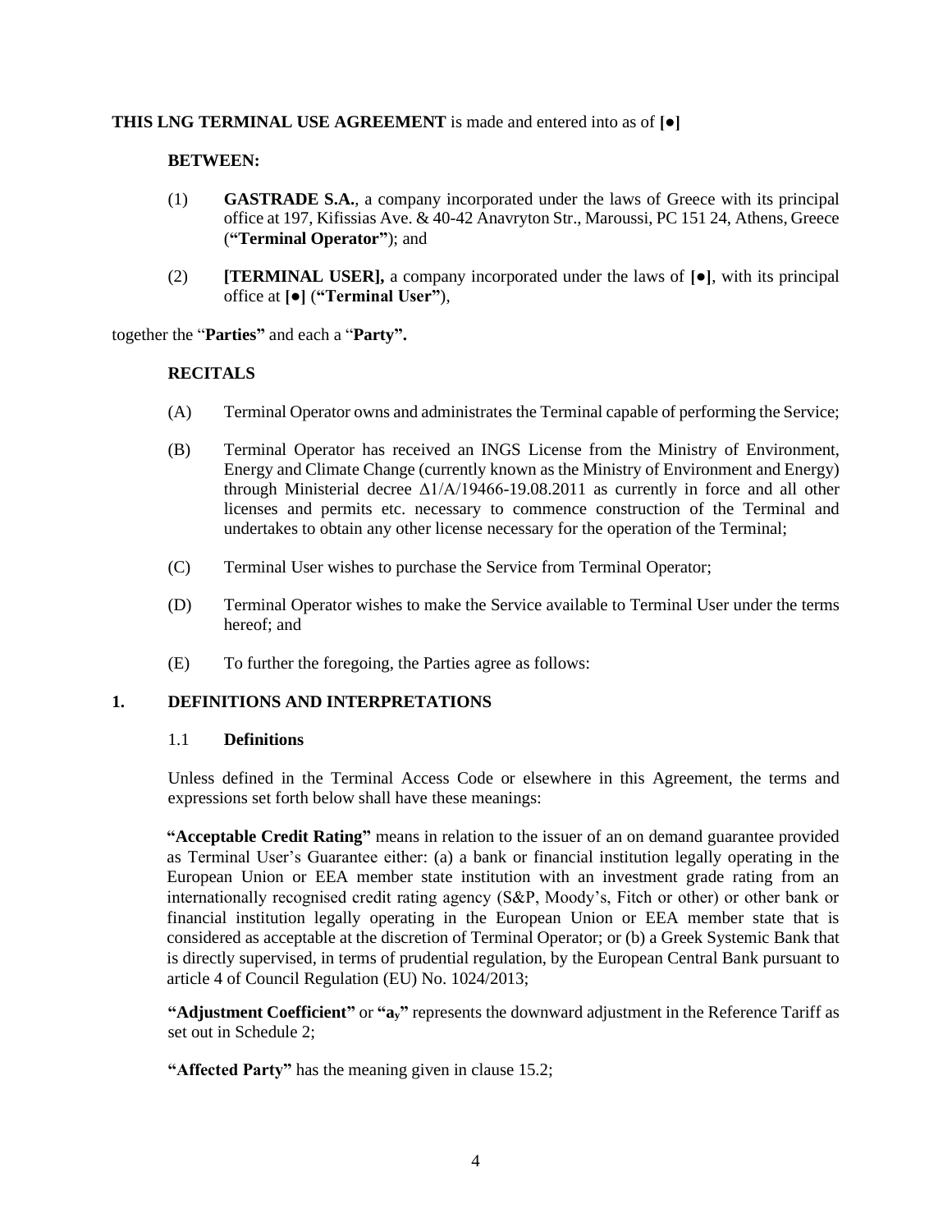**THIS LNG TERMINAL USE AGREEMENT** is made and entered into as of **[●]**

**BETWEEN:**

(1) **GASTRADE S.A.**, a company incorporated under the laws of Greece with its principal office at 197, Kifissias Ave. & 40-42 Anavryton Str., Maroussi, PC 151 24, Athens, Greece (**"Terminal Operator"**); and

(2) **[TERMINAL USER],** a company incorporated under the laws of **[●]**, with its principal office at **[●]** (**"Terminal User"**),

together the "**Parties"** and each a "**Party".**

**RECITALS**

(A) Terminal Operator owns and administrates the Terminal capable of performing the Service;

(B) Terminal Operator has received an INGS License from the Ministry of Environment, Energy and Climate Change (currently known as the Ministry of Environment and Energy) through Ministerial decree Δ1/A/19466-19.08.2011 as currently in force and all other licenses and permits etc. necessary to commence construction of the Terminal and undertakes to obtain any other license necessary for the operation of the Terminal;

(C) Terminal User wishes to purchase the Service from Terminal Operator;

(D) Terminal Operator wishes to make the Service available to Terminal User under the terms hereof; and

(E) To further the foregoing, the Parties agree as follows:

## 1. DEFINITIONS AND INTERPRETATIONS

### 1.1 Definitions

Unless defined in the Terminal Access Code or elsewhere in this Agreement, the terms and expressions set forth below shall have these meanings:

**"Acceptable Credit Rating"** means in relation to the issuer of an on demand guarantee provided as Terminal User's Guarantee either: (a) a bank or financial institution legally operating in the European Union or EEA member state institution with an investment grade rating from an internationally recognised credit rating agency (S&P, Moody's, Fitch or other) or other bank or financial institution legally operating in the European Union or EEA member state that is considered as acceptable at the discretion of Terminal Operator; or (b) a Greek Systemic Bank that is directly supervised, in terms of prudential regulation, by the European Central Bank pursuant to article 4 of Council Regulation (EU) No. 1024/2013;

**"Adjustment Coefficient"** or **"$a_y$"** represents the downward adjustment in the Reference Tariff as set out in Schedule 2;

**"Affected Party"** has the meaning given in clause 15.2;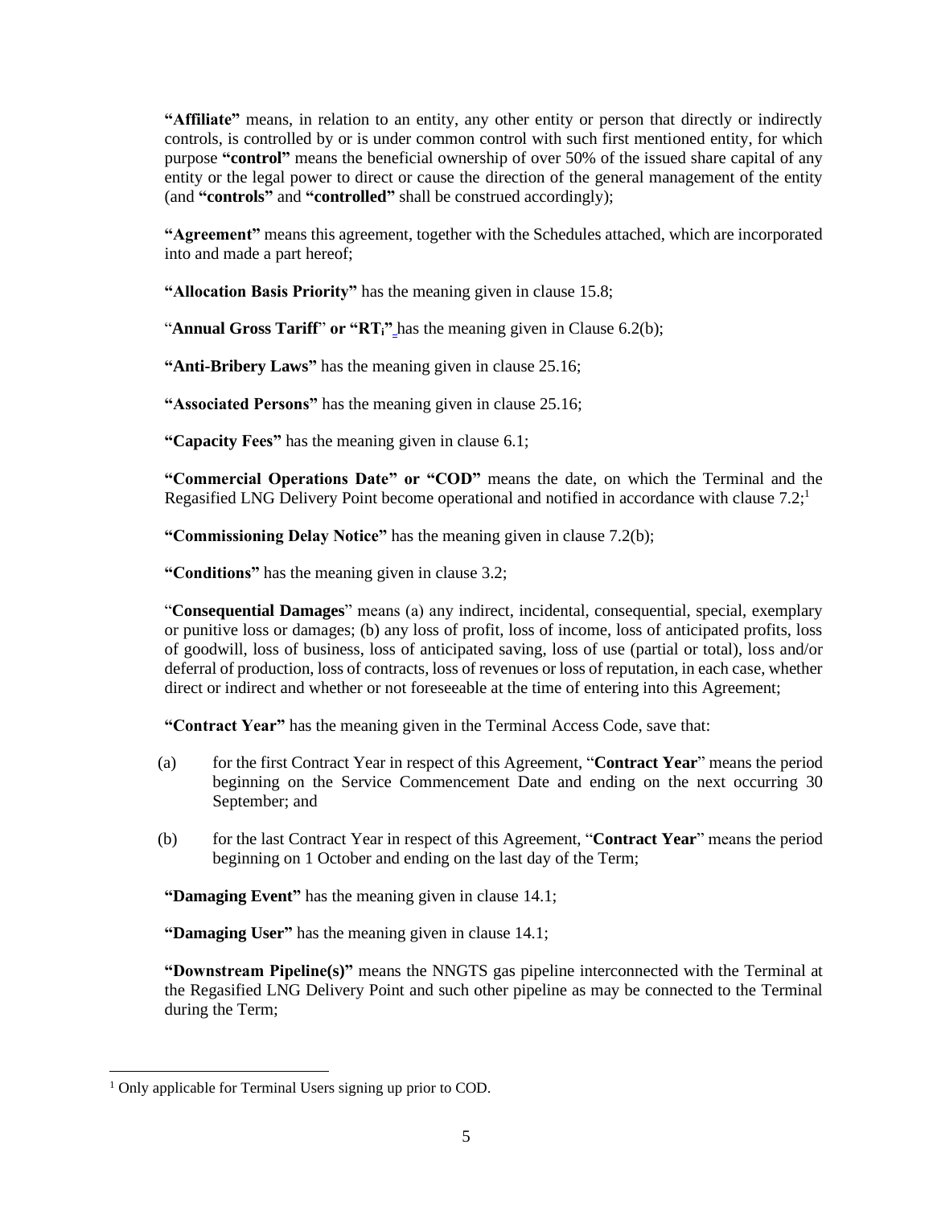**"Affiliate"** means, in relation to an entity, any other entity or person that directly or indirectly controls, is controlled by or is under common control with such first mentioned entity, for which purpose **"control"** means the beneficial ownership of over 50% of the issued share capital of any entity or the legal power to direct or cause the direction of the general management of the entity (and **"controls"** and **"controlled"** shall be construed accordingly);

**"Agreement"** means this agreement, together with the Schedules attached, which are incorporated into and made a part hereof;

**"Allocation Basis Priority"** has the meaning given in clause 15.8;

"**Annual Gross Tariff**" **or "**$RT_i$**"** has the meaning given in Clause 6.2(b);

**"Anti-Bribery Laws"** has the meaning given in clause 25.16;

**"Associated Persons"** has the meaning given in clause 25.16;

**"Capacity Fees"** has the meaning given in clause 6.1;

**"Commercial Operations Date" or "COD"** means the date, on which the Terminal and the Regasified LNG Delivery Point become operational and notified in accordance with clause 7.2;[1]

**"Commissioning Delay Notice"** has the meaning given in clause 7.2(b);

**"Conditions"** has the meaning given in clause 3.2;

"**Consequential Damages**" means (a) any indirect, incidental, consequential, special, exemplary or punitive loss or damages; (b) any loss of profit, loss of income, loss of anticipated profits, loss of goodwill, loss of business, loss of anticipated saving, loss of use (partial or total), loss and/or deferral of production, loss of contracts, loss of revenues or loss of reputation, in each case, whether direct or indirect and whether or not foreseeable at the time of entering into this Agreement;

**"Contract Year"** has the meaning given in the Terminal Access Code, save that:

(a) for the first Contract Year in respect of this Agreement, "**Contract Year**" means the period beginning on the Service Commencement Date and ending on the next occurring 30 September; and

(b) for the last Contract Year in respect of this Agreement, "**Contract Year**" means the period beginning on 1 October and ending on the last day of the Term;

**"Damaging Event"** has the meaning given in clause 14.1;

**"Damaging User"** has the meaning given in clause 14.1;

**"Downstream Pipeline(s)"** means the NNGTS gas pipeline interconnected with the Terminal at the Regasified LNG Delivery Point and such other pipeline as may be connected to the Terminal during the Term;

---

[1] Only applicable for Terminal Users signing up prior to COD.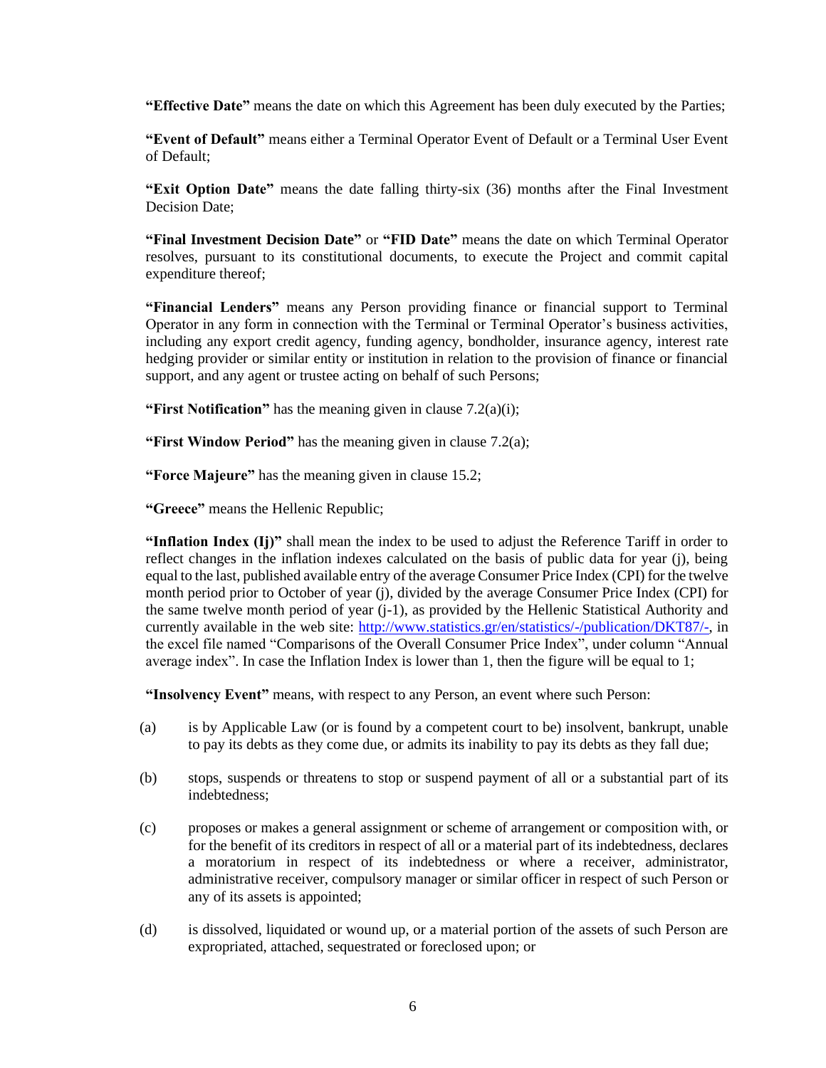**"Effective Date"** means the date on which this Agreement has been duly executed by the Parties;

**"Event of Default"** means either a Terminal Operator Event of Default or a Terminal User Event of Default;

**"Exit Option Date"** means the date falling thirty-six (36) months after the Final Investment Decision Date;

**"Final Investment Decision Date"** or **"FID Date"** means the date on which Terminal Operator resolves, pursuant to its constitutional documents, to execute the Project and commit capital expenditure thereof;

**"Financial Lenders"** means any Person providing finance or financial support to Terminal Operator in any form in connection with the Terminal or Terminal Operator's business activities, including any export credit agency, funding agency, bondholder, insurance agency, interest rate hedging provider or similar entity or institution in relation to the provision of finance or financial support, and any agent or trustee acting on behalf of such Persons;

**"First Notification"** has the meaning given in clause 7.2(a)(i);

**"First Window Period"** has the meaning given in clause 7.2(a);

**"Force Majeure"** has the meaning given in clause 15.2;

**"Greece"** means the Hellenic Republic;

**"Inflation Index (Ij)"** shall mean the index to be used to adjust the Reference Tariff in order to reflect changes in the inflation indexes calculated on the basis of public data for year (j), being equal to the last, published available entry of the average Consumer Price Index (CPI) for the twelve month period prior to October of year (j), divided by the average Consumer Price Index (CPI) for the same twelve month period of year (j-1), as provided by the Hellenic Statistical Authority and currently available in the web site: http://www.statistics.gr/en/statistics/-/publication/DKT87/-, in the excel file named "Comparisons of the Overall Consumer Price Index", under column "Annual average index". In case the Inflation Index is lower than 1, then the figure will be equal to 1;

**"Insolvency Event"** means, with respect to any Person, an event where such Person:

(a) is by Applicable Law (or is found by a competent court to be) insolvent, bankrupt, unable to pay its debts as they come due, or admits its inability to pay its debts as they fall due;

(b) stops, suspends or threatens to stop or suspend payment of all or a substantial part of its indebtedness;

(c) proposes or makes a general assignment or scheme of arrangement or composition with, or for the benefit of its creditors in respect of all or a material part of its indebtedness, declares a moratorium in respect of its indebtedness or where a receiver, administrator, administrative receiver, compulsory manager or similar officer in respect of such Person or any of its assets is appointed;

(d) is dissolved, liquidated or wound up, or a material portion of the assets of such Person are expropriated, attached, sequestrated or foreclosed upon; or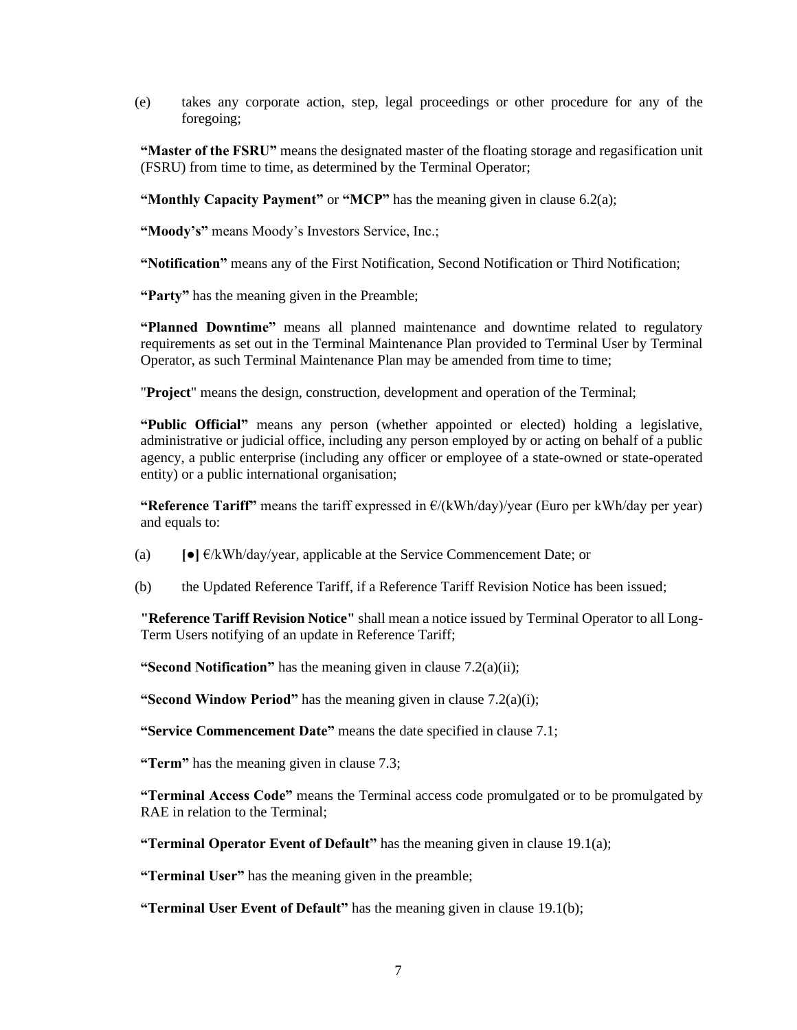(e) takes any corporate action, step, legal proceedings or other procedure for any of the foregoing;

**"Master of the FSRU"** means the designated master of the floating storage and regasification unit (FSRU) from time to time, as determined by the Terminal Operator;

**"Monthly Capacity Payment"** or **"MCP"** has the meaning given in clause 6.2(a);

**"Moody's"** means Moody's Investors Service, Inc.;

**"Notification"** means any of the First Notification, Second Notification or Third Notification;

**"Party"** has the meaning given in the Preamble;

**"Planned Downtime"** means all planned maintenance and downtime related to regulatory requirements as set out in the Terminal Maintenance Plan provided to Terminal User by Terminal Operator, as such Terminal Maintenance Plan may be amended from time to time;

"**Project**" means the design, construction, development and operation of the Terminal;

**"Public Official"** means any person (whether appointed or elected) holding a legislative, administrative or judicial office, including any person employed by or acting on behalf of a public agency, a public enterprise (including any officer or employee of a state-owned or state-operated entity) or a public international organisation;

**"Reference Tariff"** means the tariff expressed in €/(kWh/day)/year (Euro per kWh/day per year) and equals to:

(a) **[●]** €/kWh/day/year, applicable at the Service Commencement Date; or

(b) the Updated Reference Tariff, if a Reference Tariff Revision Notice has been issued;

**"Reference Tariff Revision Notice"** shall mean a notice issued by Terminal Operator to all Long-Term Users notifying of an update in Reference Tariff;

**"Second Notification"** has the meaning given in clause 7.2(a)(ii);

**"Second Window Period"** has the meaning given in clause 7.2(a)(i);

**"Service Commencement Date"** means the date specified in clause 7.1;

**"Term"** has the meaning given in clause 7.3;

**"Terminal Access Code"** means the Terminal access code promulgated or to be promulgated by RAE in relation to the Terminal;

**"Terminal Operator Event of Default"** has the meaning given in clause 19.1(a);

**"Terminal User"** has the meaning given in the preamble;

**"Terminal User Event of Default"** has the meaning given in clause 19.1(b);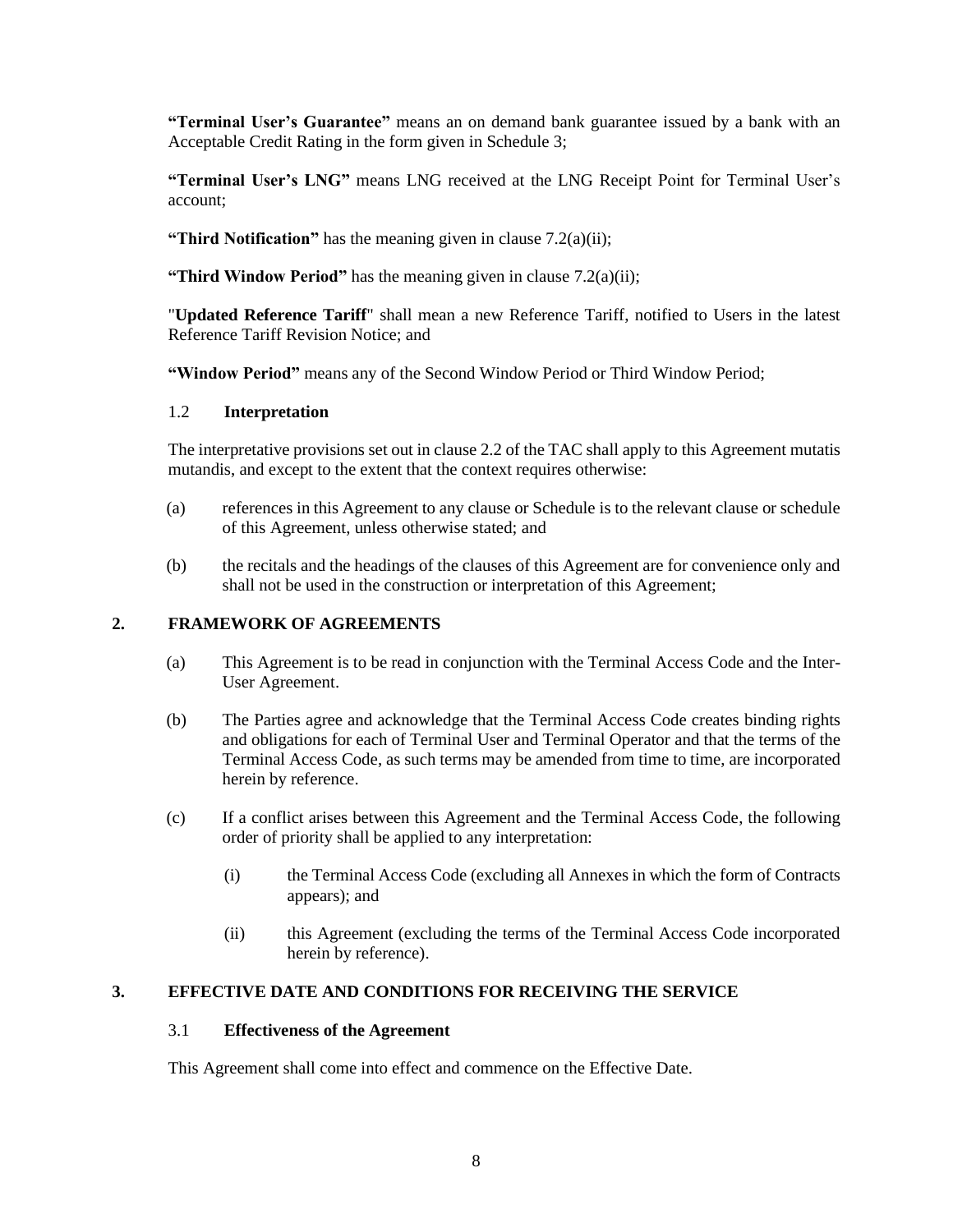**"Terminal User's Guarantee"** means an on demand bank guarantee issued by a bank with an Acceptable Credit Rating in the form given in Schedule 3;

**"Terminal User's LNG"** means LNG received at the LNG Receipt Point for Terminal User's account;

**"Third Notification"** has the meaning given in clause 7.2(a)(ii);

**"Third Window Period"** has the meaning given in clause 7.2(a)(ii);

"**Updated Reference Tariff**" shall mean a new Reference Tariff, notified to Users in the latest Reference Tariff Revision Notice; and

**"Window Period"** means any of the Second Window Period or Third Window Period;

### 1.2 Interpretation

The interpretative provisions set out in clause 2.2 of the TAC shall apply to this Agreement mutatis mutandis, and except to the extent that the context requires otherwise:

(a) references in this Agreement to any clause or Schedule is to the relevant clause or schedule of this Agreement, unless otherwise stated; and

(b) the recitals and the headings of the clauses of this Agreement are for convenience only and shall not be used in the construction or interpretation of this Agreement;

## 2. FRAMEWORK OF AGREEMENTS

(a) This Agreement is to be read in conjunction with the Terminal Access Code and the Inter-User Agreement.

(b) The Parties agree and acknowledge that the Terminal Access Code creates binding rights and obligations for each of Terminal User and Terminal Operator and that the terms of the Terminal Access Code, as such terms may be amended from time to time, are incorporated herein by reference.

(c) If a conflict arises between this Agreement and the Terminal Access Code, the following order of priority shall be applied to any interpretation:

(i) the Terminal Access Code (excluding all Annexes in which the form of Contracts appears); and

(ii) this Agreement (excluding the terms of the Terminal Access Code incorporated herein by reference).

## 3. EFFECTIVE DATE AND CONDITIONS FOR RECEIVING THE SERVICE

### 3.1 Effectiveness of the Agreement

This Agreement shall come into effect and commence on the Effective Date.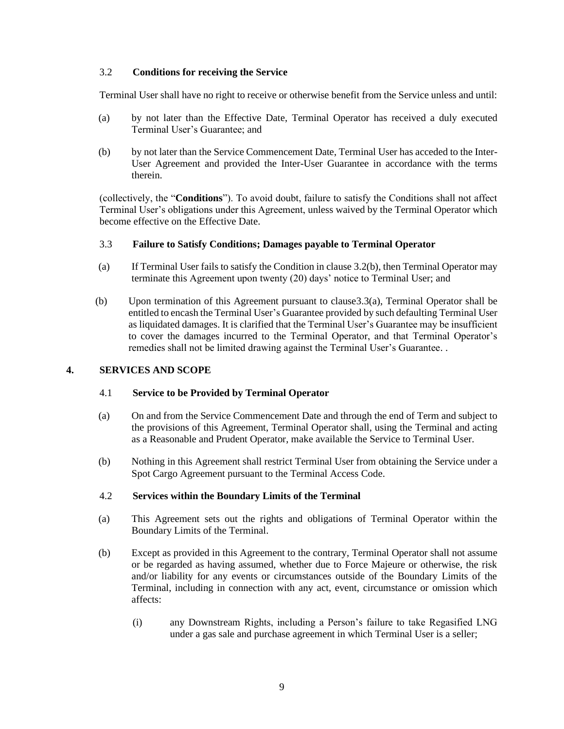3.2 **Conditions for receiving the Service**

Terminal User shall have no right to receive or otherwise benefit from the Service unless and until:

(a) by not later than the Effective Date, Terminal Operator has received a duly executed Terminal User's Guarantee; and

(b) by not later than the Service Commencement Date, Terminal User has acceded to the Inter-User Agreement and provided the Inter-User Guarantee in accordance with the terms therein.

(collectively, the "**Conditions**"). To avoid doubt, failure to satisfy the Conditions shall not affect Terminal User's obligations under this Agreement, unless waived by the Terminal Operator which become effective on the Effective Date.

3.3 **Failure to Satisfy Conditions; Damages payable to Terminal Operator**

(a) If Terminal User fails to satisfy the Condition in clause 3.2(b), then Terminal Operator may terminate this Agreement upon twenty (20) days' notice to Terminal User; and

(b) Upon termination of this Agreement pursuant to clause3.3(a), Terminal Operator shall be entitled to encash the Terminal User's Guarantee provided by such defaulting Terminal User as liquidated damages. It is clarified that the Terminal User's Guarantee may be insufficient to cover the damages incurred to the Terminal Operator, and that Terminal Operator's remedies shall not be limited drawing against the Terminal User's Guarantee. .

## 4. SERVICES AND SCOPE

4.1 **Service to be Provided by Terminal Operator**

(a) On and from the Service Commencement Date and through the end of Term and subject to the provisions of this Agreement, Terminal Operator shall, using the Terminal and acting as a Reasonable and Prudent Operator, make available the Service to Terminal User.

(b) Nothing in this Agreement shall restrict Terminal User from obtaining the Service under a Spot Cargo Agreement pursuant to the Terminal Access Code.

4.2 **Services within the Boundary Limits of the Terminal**

(a) This Agreement sets out the rights and obligations of Terminal Operator within the Boundary Limits of the Terminal.

(b) Except as provided in this Agreement to the contrary, Terminal Operator shall not assume or be regarded as having assumed, whether due to Force Majeure or otherwise, the risk and/or liability for any events or circumstances outside of the Boundary Limits of the Terminal, including in connection with any act, event, circumstance or omission which affects:

(i) any Downstream Rights, including a Person's failure to take Regasified LNG under a gas sale and purchase agreement in which Terminal User is a seller;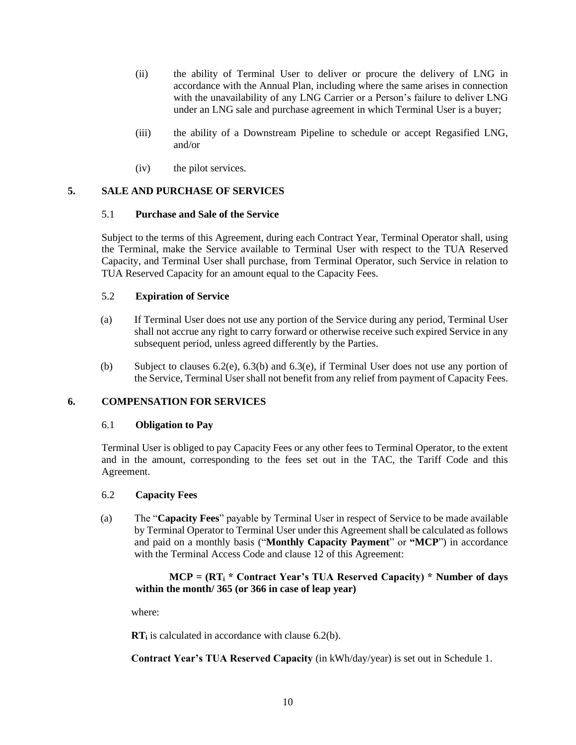(ii) the ability of Terminal User to deliver or procure the delivery of LNG in accordance with the Annual Plan, including where the same arises in connection with the unavailability of any LNG Carrier or a Person's failure to deliver LNG under an LNG sale and purchase agreement in which Terminal User is a buyer;

(iii) the ability of a Downstream Pipeline to schedule or accept Regasified LNG, and/or

(iv) the pilot services.

## 5. SALE AND PURCHASE OF SERVICES

### 5.1 Purchase and Sale of the Service

Subject to the terms of this Agreement, during each Contract Year, Terminal Operator shall, using the Terminal, make the Service available to Terminal User with respect to the TUA Reserved Capacity, and Terminal User shall purchase, from Terminal Operator, such Service in relation to TUA Reserved Capacity for an amount equal to the Capacity Fees.

### 5.2 Expiration of Service

(a) If Terminal User does not use any portion of the Service during any period, Terminal User shall not accrue any right to carry forward or otherwise receive such expired Service in any subsequent period, unless agreed differently by the Parties.

(b) Subject to clauses 6.2(e), 6.3(b) and 6.3(e), if Terminal User does not use any portion of the Service, Terminal User shall not benefit from any relief from payment of Capacity Fees.

## 6. COMPENSATION FOR SERVICES

### 6.1 Obligation to Pay

Terminal User is obliged to pay Capacity Fees or any other fees to Terminal Operator, to the extent and in the amount, corresponding to the fees set out in the TAC, the Tariff Code and this Agreement.

### 6.2 Capacity Fees

(a) The "**Capacity Fees**" payable by Terminal User in respect of Service to be made available by Terminal Operator to Terminal User under this Agreement shall be calculated as follows and paid on a monthly basis ("**Monthly Capacity Payment**" or "**MCP**") in accordance with the Terminal Access Code and clause 12 of this Agreement:

$$\textbf{MCP} = (\textbf{RT}_i * \textbf{Contract Year's TUA Reserved Capacity}) * \textbf{Number of days within the month/ 365 (or 366 in case of leap year)}$$

where:

$\textbf{RT}_i$ is calculated in accordance with clause 6.2(b).

**Contract Year's TUA Reserved Capacity** (in kWh/day/year) is set out in Schedule 1.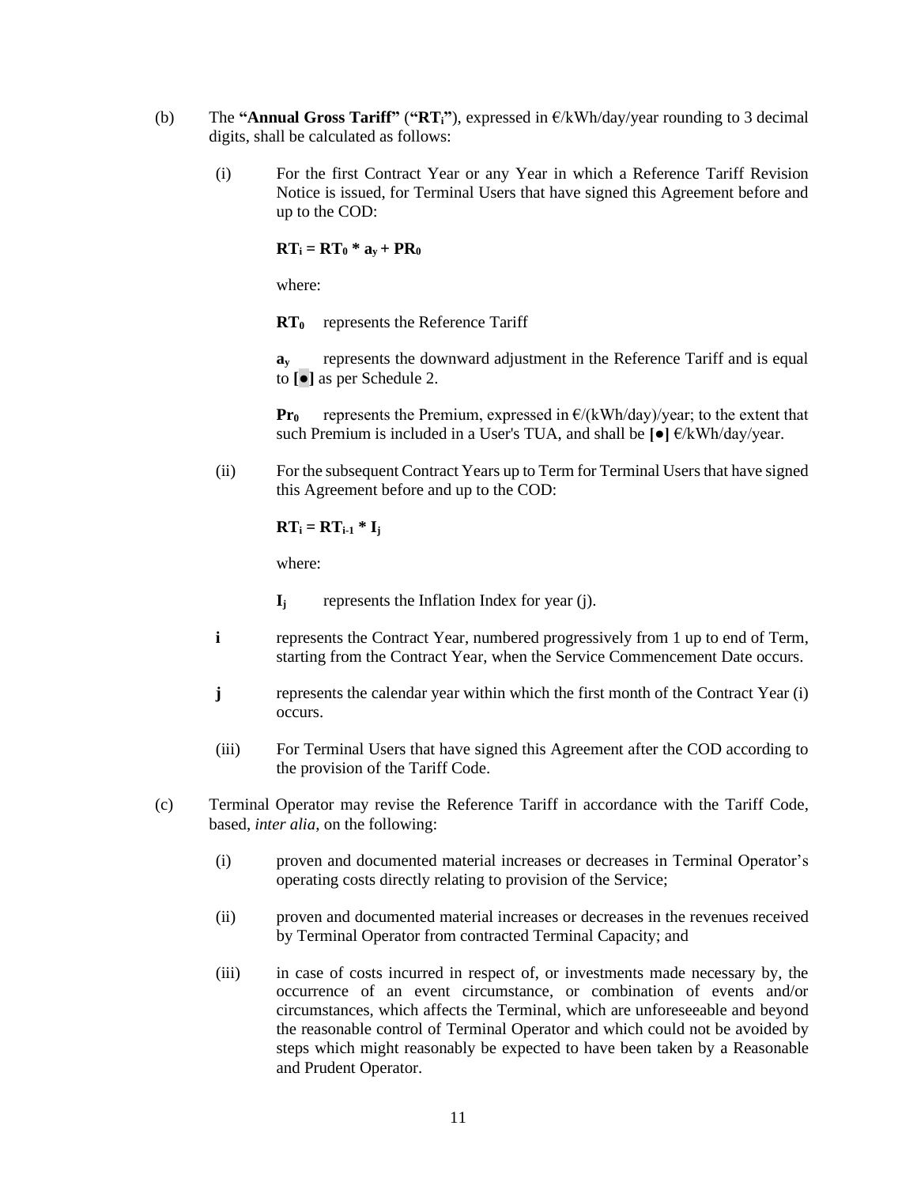(b) The **"Annual Gross Tariff"** (**"$RT_i$"**), expressed in €/kWh/day/year rounding to 3 decimal digits, shall be calculated as follows:

(i) For the first Contract Year or any Year in which a Reference Tariff Revision Notice is issued, for Terminal Users that have signed this Agreement before and up to the COD:

$$RT_i = RT_0 * a_y + PR_0$$

where:

**$RT_0$** represents the Reference Tariff

**$a_y$** represents the downward adjustment in the Reference Tariff and is equal to **[●]** as per Schedule 2.

**$Pr_0$** represents the Premium, expressed in €/(kWh/day)/year; to the extent that such Premium is included in a User's TUA, and shall be **[●]** €/kWh/day/year.

(ii) For the subsequent Contract Years up to Term for Terminal Users that have signed this Agreement before and up to the COD:

$$RT_i = RT_{i-1} * I_j$$

where:

**$I_j$** represents the Inflation Index for year (j).

**i** represents the Contract Year, numbered progressively from 1 up to end of Term, starting from the Contract Year, when the Service Commencement Date occurs.

**j** represents the calendar year within which the first month of the Contract Year (i) occurs.

(iii) For Terminal Users that have signed this Agreement after the COD according to the provision of the Tariff Code.

(c) Terminal Operator may revise the Reference Tariff in accordance with the Tariff Code, based, *inter alia*, on the following:

(i) proven and documented material increases or decreases in Terminal Operator's operating costs directly relating to provision of the Service;

(ii) proven and documented material increases or decreases in the revenues received by Terminal Operator from contracted Terminal Capacity; and

(iii) in case of costs incurred in respect of, or investments made necessary by, the occurrence of an event circumstance, or combination of events and/or circumstances, which affects the Terminal, which are unforeseeable and beyond the reasonable control of Terminal Operator and which could not be avoided by steps which might reasonably be expected to have been taken by a Reasonable and Prudent Operator.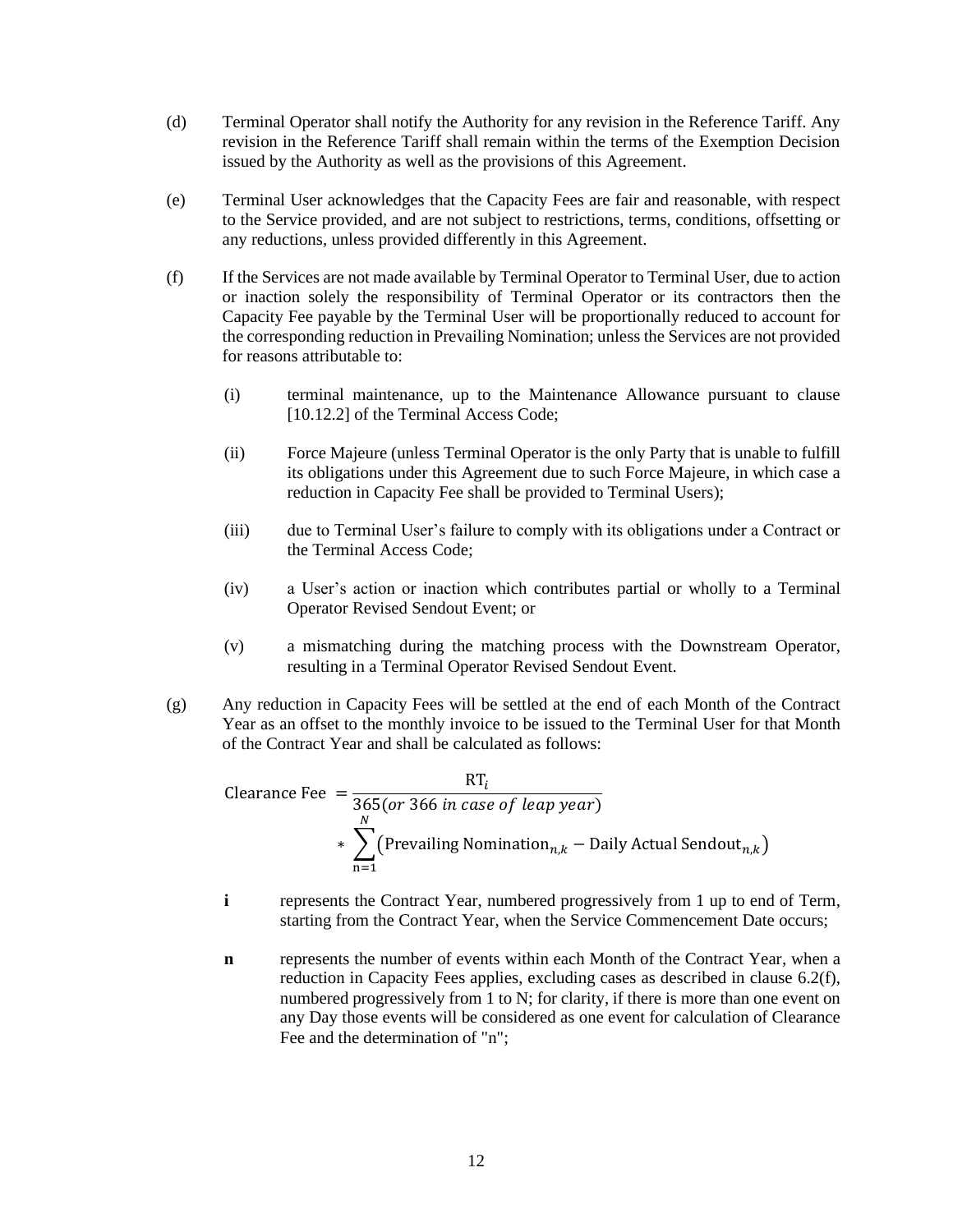(d) Terminal Operator shall notify the Authority for any revision in the Reference Tariff. Any revision in the Reference Tariff shall remain within the terms of the Exemption Decision issued by the Authority as well as the provisions of this Agreement.

(e) Terminal User acknowledges that the Capacity Fees are fair and reasonable, with respect to the Service provided, and are not subject to restrictions, terms, conditions, offsetting or any reductions, unless provided differently in this Agreement.

(f) If the Services are not made available by Terminal Operator to Terminal User, due to action or inaction solely the responsibility of Terminal Operator or its contractors then the Capacity Fee payable by the Terminal User will be proportionally reduced to account for the corresponding reduction in Prevailing Nomination; unless the Services are not provided for reasons attributable to:

  (i) terminal maintenance, up to the Maintenance Allowance pursuant to clause [10.12.2] of the Terminal Access Code;

  (ii) Force Majeure (unless Terminal Operator is the only Party that is unable to fulfill its obligations under this Agreement due to such Force Majeure, in which case a reduction in Capacity Fee shall be provided to Terminal Users);

  (iii) due to Terminal User's failure to comply with its obligations under a Contract or the Terminal Access Code;

  (iv) a User's action or inaction which contributes partial or wholly to a Terminal Operator Revised Sendout Event; or

  (v) a mismatching during the matching process with the Downstream Operator, resulting in a Terminal Operator Revised Sendout Event.

(g) Any reduction in Capacity Fees will be settled at the end of each Month of the Contract Year as an offset to the monthly invoice to be issued to the Terminal User for that Month of the Contract Year and shall be calculated as follows:

$$\text{Clearance Fee } = \frac{\text{RT}_i}{365(\textit{or } 366 \textit{ in case of leap year})} * \sum_{\text{n}=1}^{N} \left(\text{Prevailing Nomination}_{n,k} - \text{Daily Actual Sendout}_{n,k}\right)$$

**i** represents the Contract Year, numbered progressively from 1 up to end of Term, starting from the Contract Year, when the Service Commencement Date occurs;

**n** represents the number of events within each Month of the Contract Year, when a reduction in Capacity Fees applies, excluding cases as described in clause 6.2(f), numbered progressively from 1 to N; for clarity, if there is more than one event on any Day those events will be considered as one event for calculation of Clearance Fee and the determination of "n";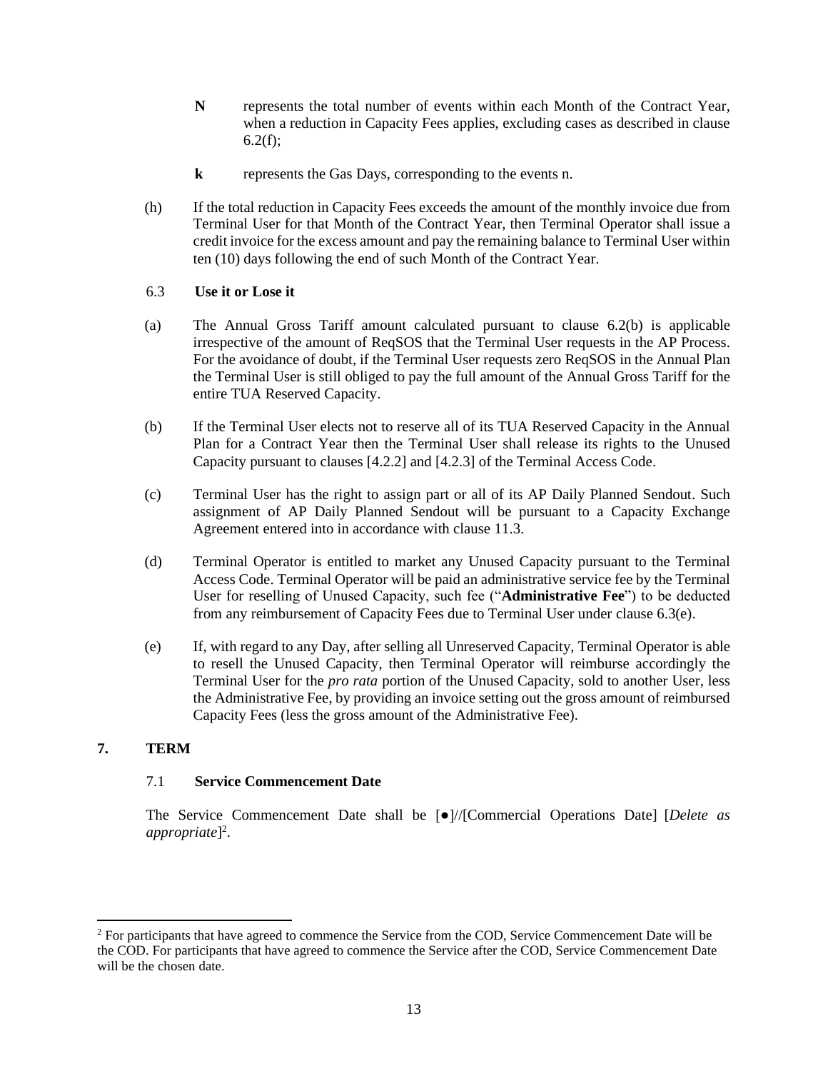**N** represents the total number of events within each Month of the Contract Year, when a reduction in Capacity Fees applies, excluding cases as described in clause 6.2(f);

**k** represents the Gas Days, corresponding to the events n.

(h) If the total reduction in Capacity Fees exceeds the amount of the monthly invoice due from Terminal User for that Month of the Contract Year, then Terminal Operator shall issue a credit invoice for the excess amount and pay the remaining balance to Terminal User within ten (10) days following the end of such Month of the Contract Year.

### 6.3 Use it or Lose it

(a) The Annual Gross Tariff amount calculated pursuant to clause 6.2(b) is applicable irrespective of the amount of ReqSOS that the Terminal User requests in the AP Process. For the avoidance of doubt, if the Terminal User requests zero ReqSOS in the Annual Plan the Terminal User is still obliged to pay the full amount of the Annual Gross Tariff for the entire TUA Reserved Capacity.

(b) If the Terminal User elects not to reserve all of its TUA Reserved Capacity in the Annual Plan for a Contract Year then the Terminal User shall release its rights to the Unused Capacity pursuant to clauses [4.2.2] and [4.2.3] of the Terminal Access Code.

(c) Terminal User has the right to assign part or all of its AP Daily Planned Sendout. Such assignment of AP Daily Planned Sendout will be pursuant to a Capacity Exchange Agreement entered into in accordance with clause 11.3.

(d) Terminal Operator is entitled to market any Unused Capacity pursuant to the Terminal Access Code. Terminal Operator will be paid an administrative service fee by the Terminal User for reselling of Unused Capacity, such fee ("**Administrative Fee**") to be deducted from any reimbursement of Capacity Fees due to Terminal User under clause 6.3(e).

(e) If, with regard to any Day, after selling all Unreserved Capacity, Terminal Operator is able to resell the Unused Capacity, then Terminal Operator will reimburse accordingly the Terminal User for the *pro rata* portion of the Unused Capacity, sold to another User, less the Administrative Fee, by providing an invoice setting out the gross amount of reimbursed Capacity Fees (less the gross amount of the Administrative Fee).

## 7. TERM

### 7.1 Service Commencement Date

The Service Commencement Date shall be [●]//[Commercial Operations Date] [*Delete as appropriate*][2].

[2] For participants that have agreed to commence the Service from the COD, Service Commencement Date will be the COD. For participants that have agreed to commence the Service after the COD, Service Commencement Date will be the chosen date.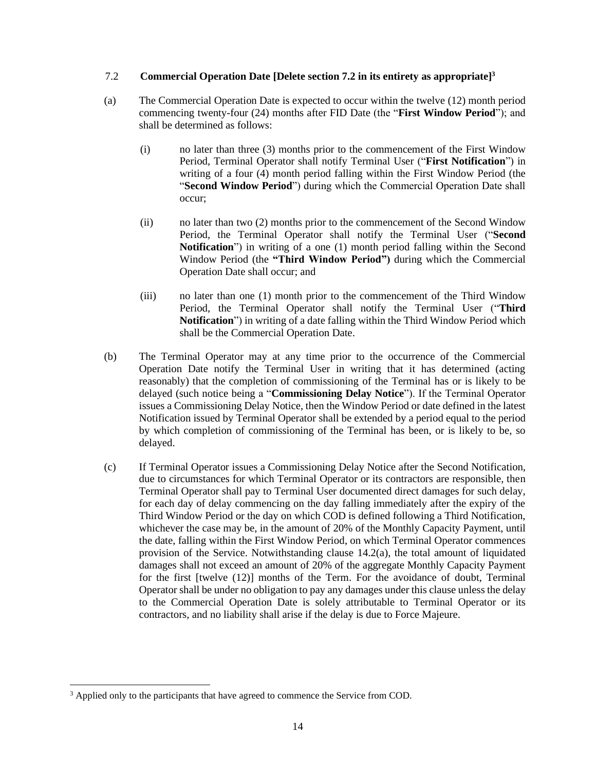### 7.2 **Commercial Operation Date [Delete section 7.2 in its entirety as appropriate]**[3]

(a) The Commercial Operation Date is expected to occur within the twelve (12) month period commencing twenty-four (24) months after FID Date (the "**First Window Period**"); and shall be determined as follows:

   (i) no later than three (3) months prior to the commencement of the First Window Period, Terminal Operator shall notify Terminal User ("**First Notification**") in writing of a four (4) month period falling within the First Window Period (the "**Second Window Period**") during which the Commercial Operation Date shall occur;

   (ii) no later than two (2) months prior to the commencement of the Second Window Period, the Terminal Operator shall notify the Terminal User ("**Second Notification**") in writing of a one (1) month period falling within the Second Window Period (the **"Third Window Period")** during which the Commercial Operation Date shall occur; and

   (iii) no later than one (1) month prior to the commencement of the Third Window Period, the Terminal Operator shall notify the Terminal User ("**Third Notification**") in writing of a date falling within the Third Window Period which shall be the Commercial Operation Date.

(b) The Terminal Operator may at any time prior to the occurrence of the Commercial Operation Date notify the Terminal User in writing that it has determined (acting reasonably) that the completion of commissioning of the Terminal has or is likely to be delayed (such notice being a "**Commissioning Delay Notice**"). If the Terminal Operator issues a Commissioning Delay Notice, then the Window Period or date defined in the latest Notification issued by Terminal Operator shall be extended by a period equal to the period by which completion of commissioning of the Terminal has been, or is likely to be, so delayed.

(c) If Terminal Operator issues a Commissioning Delay Notice after the Second Notification, due to circumstances for which Terminal Operator or its contractors are responsible, then Terminal Operator shall pay to Terminal User documented direct damages for such delay, for each day of delay commencing on the day falling immediately after the expiry of the Third Window Period or the day on which COD is defined following a Third Notification, whichever the case may be, in the amount of 20% of the Monthly Capacity Payment, until the date, falling within the First Window Period, on which Terminal Operator commences provision of the Service. Notwithstanding clause 14.2(a), the total amount of liquidated damages shall not exceed an amount of 20% of the aggregate Monthly Capacity Payment for the first [twelve (12)] months of the Term. For the avoidance of doubt, Terminal Operator shall be under no obligation to pay any damages under this clause unless the delay to the Commercial Operation Date is solely attributable to Terminal Operator or its contractors, and no liability shall arise if the delay is due to Force Majeure.

---

[3] Applied only to the participants that have agreed to commence the Service from COD.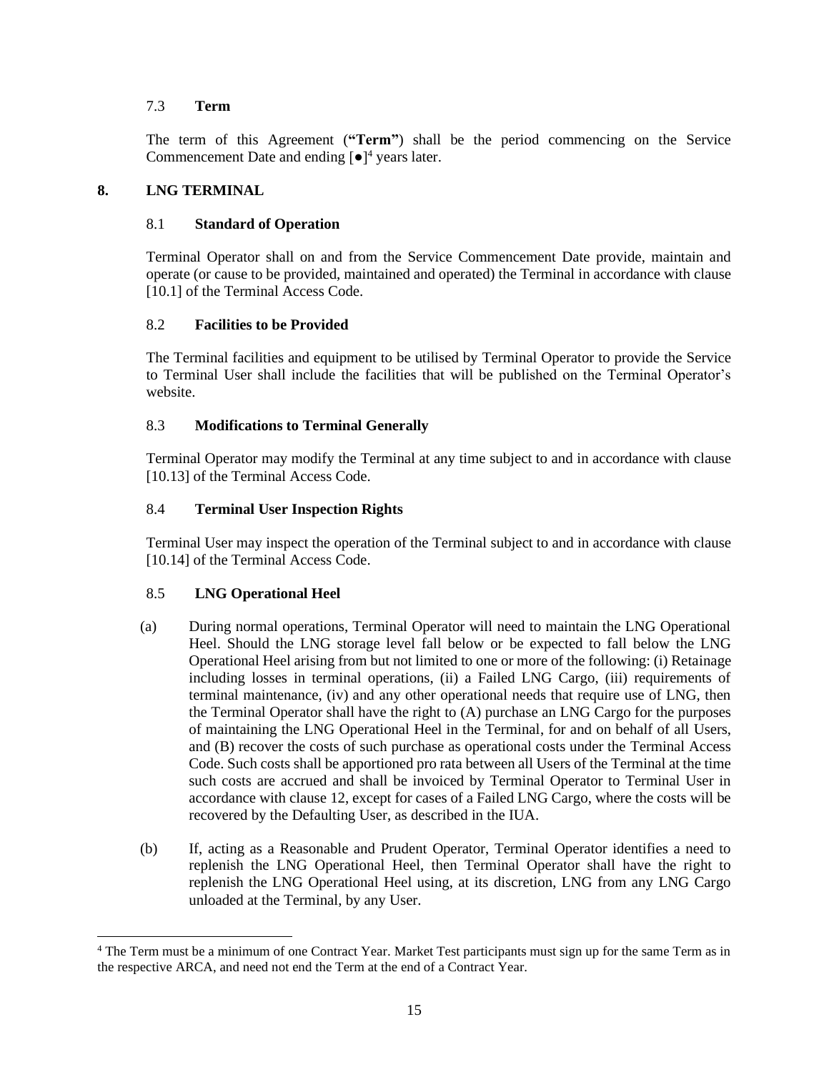### 7.3 **Term**

The term of this Agreement (**"Term"**) shall be the period commencing on the Service Commencement Date and ending [●][4] years later.

## 8. LNG TERMINAL

### 8.1 **Standard of Operation**

Terminal Operator shall on and from the Service Commencement Date provide, maintain and operate (or cause to be provided, maintained and operated) the Terminal in accordance with clause [10.1] of the Terminal Access Code.

### 8.2 **Facilities to be Provided**

The Terminal facilities and equipment to be utilised by Terminal Operator to provide the Service to Terminal User shall include the facilities that will be published on the Terminal Operator's website.

### 8.3 **Modifications to Terminal Generally**

Terminal Operator may modify the Terminal at any time subject to and in accordance with clause [10.13] of the Terminal Access Code.

### 8.4 **Terminal User Inspection Rights**

Terminal User may inspect the operation of the Terminal subject to and in accordance with clause [10.14] of the Terminal Access Code.

### 8.5 **LNG Operational Heel**

(a) During normal operations, Terminal Operator will need to maintain the LNG Operational Heel. Should the LNG storage level fall below or be expected to fall below the LNG Operational Heel arising from but not limited to one or more of the following: (i) Retainage including losses in terminal operations, (ii) a Failed LNG Cargo, (iii) requirements of terminal maintenance, (iv) and any other operational needs that require use of LNG, then the Terminal Operator shall have the right to (A) purchase an LNG Cargo for the purposes of maintaining the LNG Operational Heel in the Terminal, for and on behalf of all Users, and (B) recover the costs of such purchase as operational costs under the Terminal Access Code. Such costs shall be apportioned pro rata between all Users of the Terminal at the time such costs are accrued and shall be invoiced by Terminal Operator to Terminal User in accordance with clause 12, except for cases of a Failed LNG Cargo, where the costs will be recovered by the Defaulting User, as described in the IUA.

(b) If, acting as a Reasonable and Prudent Operator, Terminal Operator identifies a need to replenish the LNG Operational Heel, then Terminal Operator shall have the right to replenish the LNG Operational Heel using, at its discretion, LNG from any LNG Cargo unloaded at the Terminal, by any User.

---

[4] The Term must be a minimum of one Contract Year. Market Test participants must sign up for the same Term as in the respective ARCA, and need not end the Term at the end of a Contract Year.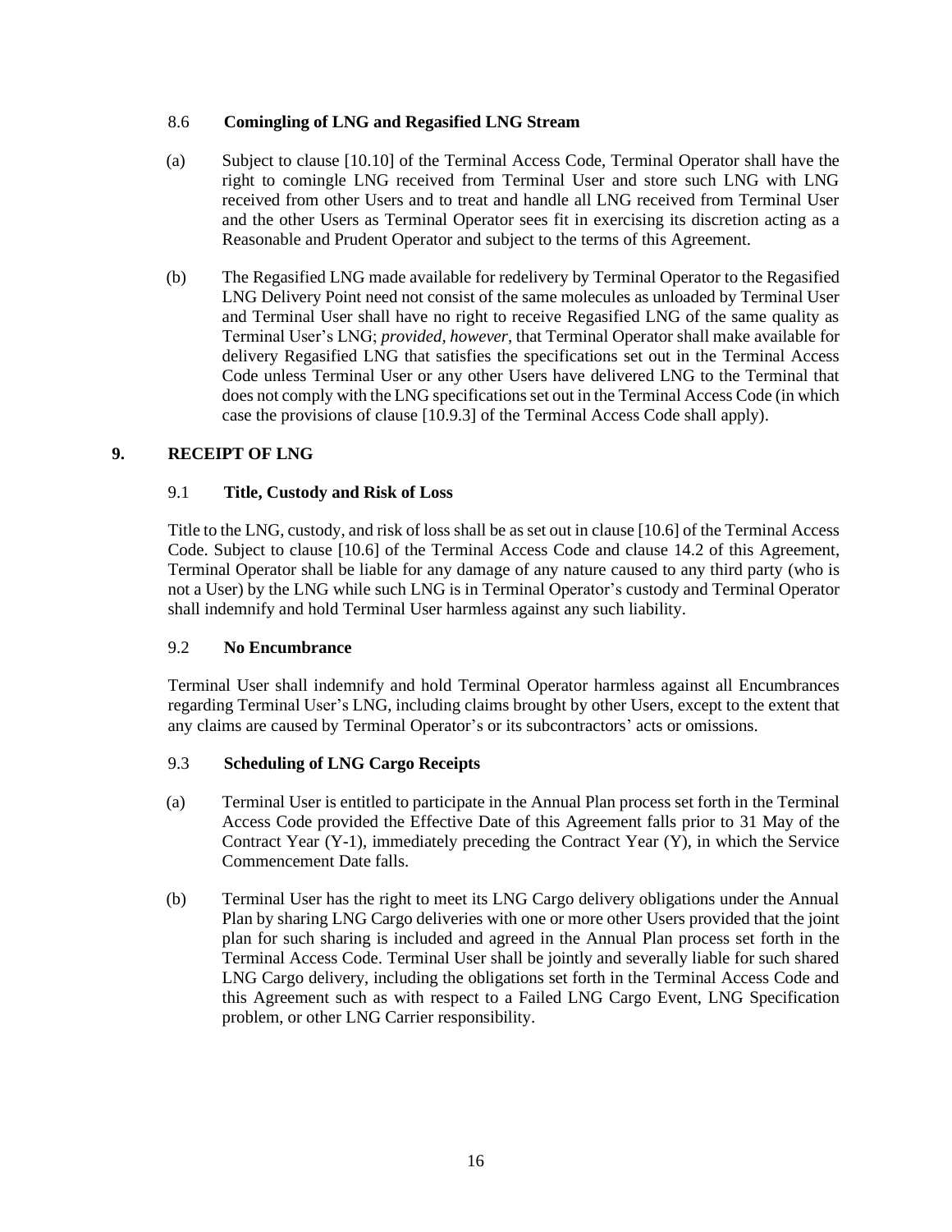### 8.6 **Comingling of LNG and Regasified LNG Stream**

(a) Subject to clause [10.10] of the Terminal Access Code, Terminal Operator shall have the right to comingle LNG received from Terminal User and store such LNG with LNG received from other Users and to treat and handle all LNG received from Terminal User and the other Users as Terminal Operator sees fit in exercising its discretion acting as a Reasonable and Prudent Operator and subject to the terms of this Agreement.

(b) The Regasified LNG made available for redelivery by Terminal Operator to the Regasified LNG Delivery Point need not consist of the same molecules as unloaded by Terminal User and Terminal User shall have no right to receive Regasified LNG of the same quality as Terminal User's LNG; *provided, however*, that Terminal Operator shall make available for delivery Regasified LNG that satisfies the specifications set out in the Terminal Access Code unless Terminal User or any other Users have delivered LNG to the Terminal that does not comply with the LNG specifications set out in the Terminal Access Code (in which case the provisions of clause [10.9.3] of the Terminal Access Code shall apply).

## 9. RECEIPT OF LNG

### 9.1 **Title, Custody and Risk of Loss**

Title to the LNG, custody, and risk of loss shall be as set out in clause [10.6] of the Terminal Access Code. Subject to clause [10.6] of the Terminal Access Code and clause 14.2 of this Agreement, Terminal Operator shall be liable for any damage of any nature caused to any third party (who is not a User) by the LNG while such LNG is in Terminal Operator's custody and Terminal Operator shall indemnify and hold Terminal User harmless against any such liability.

### 9.2 **No Encumbrance**

Terminal User shall indemnify and hold Terminal Operator harmless against all Encumbrances regarding Terminal User's LNG, including claims brought by other Users, except to the extent that any claims are caused by Terminal Operator's or its subcontractors' acts or omissions.

### 9.3 **Scheduling of LNG Cargo Receipts**

(a) Terminal User is entitled to participate in the Annual Plan process set forth in the Terminal Access Code provided the Effective Date of this Agreement falls prior to 31 May of the Contract Year (Y-1), immediately preceding the Contract Year (Y), in which the Service Commencement Date falls.

(b) Terminal User has the right to meet its LNG Cargo delivery obligations under the Annual Plan by sharing LNG Cargo deliveries with one or more other Users provided that the joint plan for such sharing is included and agreed in the Annual Plan process set forth in the Terminal Access Code. Terminal User shall be jointly and severally liable for such shared LNG Cargo delivery, including the obligations set forth in the Terminal Access Code and this Agreement such as with respect to a Failed LNG Cargo Event, LNG Specification problem, or other LNG Carrier responsibility.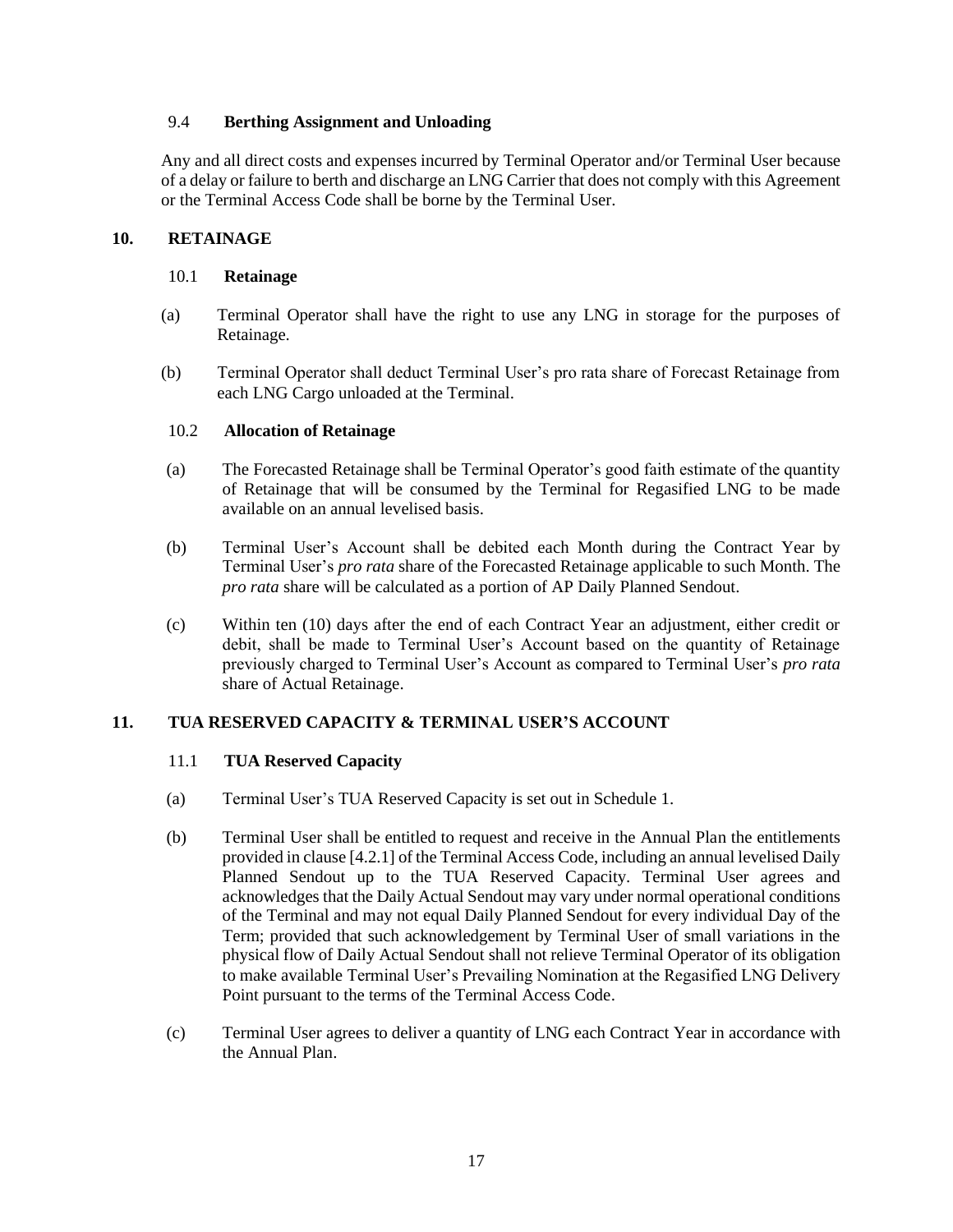### 9.4 Berthing Assignment and Unloading

Any and all direct costs and expenses incurred by Terminal Operator and/or Terminal User because of a delay or failure to berth and discharge an LNG Carrier that does not comply with this Agreement or the Terminal Access Code shall be borne by the Terminal User.

## 10. RETAINAGE

### 10.1 Retainage

(a) Terminal Operator shall have the right to use any LNG in storage for the purposes of Retainage.

(b) Terminal Operator shall deduct Terminal User's pro rata share of Forecast Retainage from each LNG Cargo unloaded at the Terminal.

### 10.2 Allocation of Retainage

(a) The Forecasted Retainage shall be Terminal Operator's good faith estimate of the quantity of Retainage that will be consumed by the Terminal for Regasified LNG to be made available on an annual levelised basis.

(b) Terminal User's Account shall be debited each Month during the Contract Year by Terminal User's *pro rata* share of the Forecasted Retainage applicable to such Month. The *pro rata* share will be calculated as a portion of AP Daily Planned Sendout.

(c) Within ten (10) days after the end of each Contract Year an adjustment, either credit or debit, shall be made to Terminal User's Account based on the quantity of Retainage previously charged to Terminal User's Account as compared to Terminal User's *pro rata* share of Actual Retainage.

## 11. TUA RESERVED CAPACITY & TERMINAL USER'S ACCOUNT

### 11.1 TUA Reserved Capacity

(a) Terminal User's TUA Reserved Capacity is set out in Schedule 1.

(b) Terminal User shall be entitled to request and receive in the Annual Plan the entitlements provided in clause [4.2.1] of the Terminal Access Code, including an annual levelised Daily Planned Sendout up to the TUA Reserved Capacity. Terminal User agrees and acknowledges that the Daily Actual Sendout may vary under normal operational conditions of the Terminal and may not equal Daily Planned Sendout for every individual Day of the Term; provided that such acknowledgement by Terminal User of small variations in the physical flow of Daily Actual Sendout shall not relieve Terminal Operator of its obligation to make available Terminal User's Prevailing Nomination at the Regasified LNG Delivery Point pursuant to the terms of the Terminal Access Code.

(c) Terminal User agrees to deliver a quantity of LNG each Contract Year in accordance with the Annual Plan.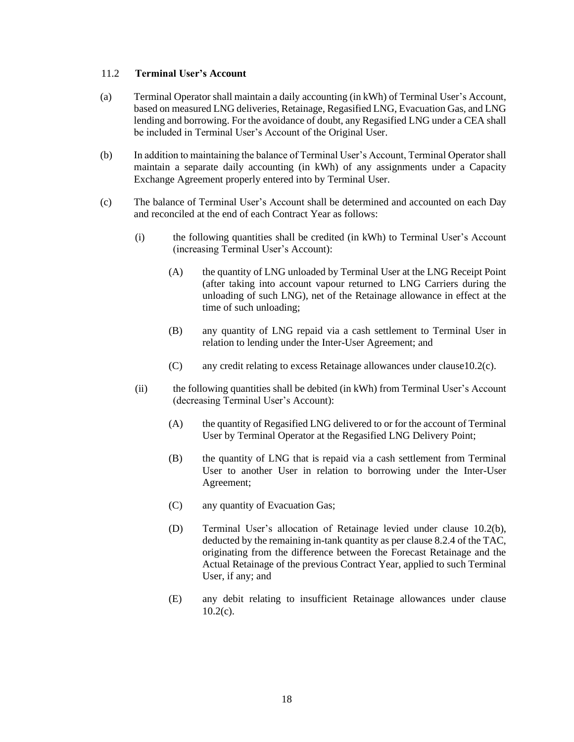### 11.2 **Terminal User's Account**

(a) Terminal Operator shall maintain a daily accounting (in kWh) of Terminal User's Account, based on measured LNG deliveries, Retainage, Regasified LNG, Evacuation Gas, and LNG lending and borrowing. For the avoidance of doubt, any Regasified LNG under a CEA shall be included in Terminal User's Account of the Original User.

(b) In addition to maintaining the balance of Terminal User's Account, Terminal Operator shall maintain a separate daily accounting (in kWh) of any assignments under a Capacity Exchange Agreement properly entered into by Terminal User.

(c) The balance of Terminal User's Account shall be determined and accounted on each Day and reconciled at the end of each Contract Year as follows:

- (i) the following quantities shall be credited (in kWh) to Terminal User's Account (increasing Terminal User's Account):
  - (A) the quantity of LNG unloaded by Terminal User at the LNG Receipt Point (after taking into account vapour returned to LNG Carriers during the unloading of such LNG), net of the Retainage allowance in effect at the time of such unloading;
  - (B) any quantity of LNG repaid via a cash settlement to Terminal User in relation to lending under the Inter-User Agreement; and
  - (C) any credit relating to excess Retainage allowances under clause10.2(c).
- (ii) the following quantities shall be debited (in kWh) from Terminal User's Account (decreasing Terminal User's Account):
  - (A) the quantity of Regasified LNG delivered to or for the account of Terminal User by Terminal Operator at the Regasified LNG Delivery Point;
  - (B) the quantity of LNG that is repaid via a cash settlement from Terminal User to another User in relation to borrowing under the Inter-User Agreement;
  - (C) any quantity of Evacuation Gas;
  - (D) Terminal User's allocation of Retainage levied under clause 10.2(b), deducted by the remaining in-tank quantity as per clause 8.2.4 of the TAC, originating from the difference between the Forecast Retainage and the Actual Retainage of the previous Contract Year, applied to such Terminal User, if any; and
  - (E) any debit relating to insufficient Retainage allowances under clause 10.2(c).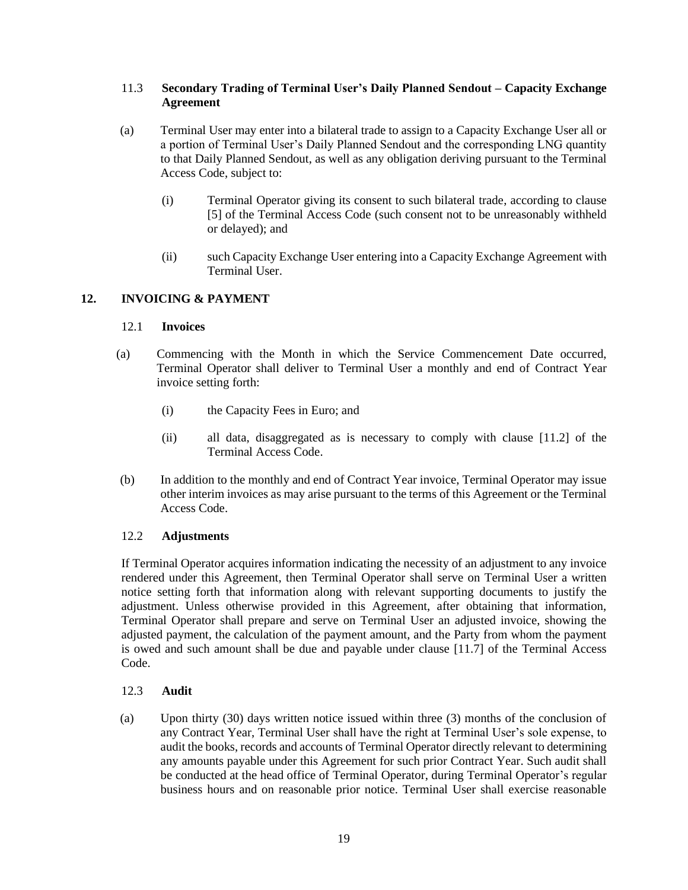### 11.3 Secondary Trading of Terminal User's Daily Planned Sendout – Capacity Exchange Agreement

(a) Terminal User may enter into a bilateral trade to assign to a Capacity Exchange User all or a portion of Terminal User's Daily Planned Sendout and the corresponding LNG quantity to that Daily Planned Sendout, as well as any obligation deriving pursuant to the Terminal Access Code, subject to:

(i) Terminal Operator giving its consent to such bilateral trade, according to clause [5] of the Terminal Access Code (such consent not to be unreasonably withheld or delayed); and

(ii) such Capacity Exchange User entering into a Capacity Exchange Agreement with Terminal User.

## 12. INVOICING & PAYMENT

### 12.1 Invoices

(a) Commencing with the Month in which the Service Commencement Date occurred, Terminal Operator shall deliver to Terminal User a monthly and end of Contract Year invoice setting forth:

(i) the Capacity Fees in Euro; and

(ii) all data, disaggregated as is necessary to comply with clause [11.2] of the Terminal Access Code.

(b) In addition to the monthly and end of Contract Year invoice, Terminal Operator may issue other interim invoices as may arise pursuant to the terms of this Agreement or the Terminal Access Code.

### 12.2 Adjustments

If Terminal Operator acquires information indicating the necessity of an adjustment to any invoice rendered under this Agreement, then Terminal Operator shall serve on Terminal User a written notice setting forth that information along with relevant supporting documents to justify the adjustment. Unless otherwise provided in this Agreement, after obtaining that information, Terminal Operator shall prepare and serve on Terminal User an adjusted invoice, showing the adjusted payment, the calculation of the payment amount, and the Party from whom the payment is owed and such amount shall be due and payable under clause [11.7] of the Terminal Access Code.

### 12.3 Audit

(a) Upon thirty (30) days written notice issued within three (3) months of the conclusion of any Contract Year, Terminal User shall have the right at Terminal User's sole expense, to audit the books, records and accounts of Terminal Operator directly relevant to determining any amounts payable under this Agreement for such prior Contract Year. Such audit shall be conducted at the head office of Terminal Operator, during Terminal Operator's regular business hours and on reasonable prior notice. Terminal User shall exercise reasonable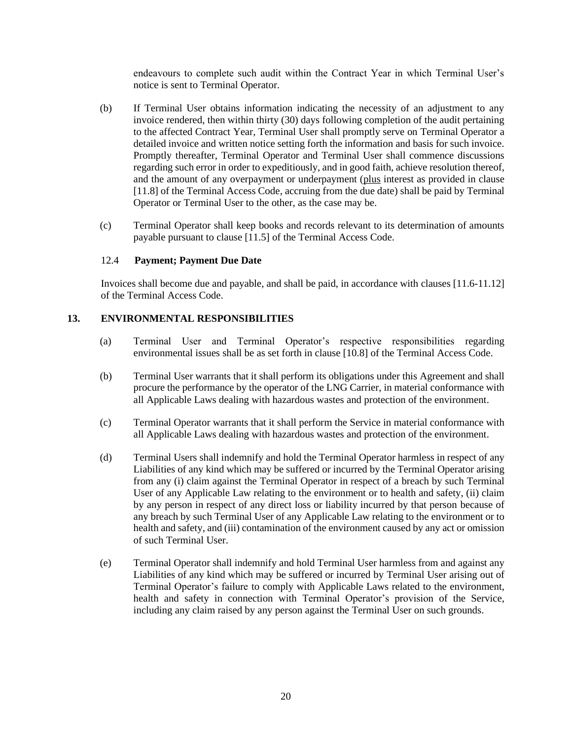endeavours to complete such audit within the Contract Year in which Terminal User's notice is sent to Terminal Operator.

(b) If Terminal User obtains information indicating the necessity of an adjustment to any invoice rendered, then within thirty (30) days following completion of the audit pertaining to the affected Contract Year, Terminal User shall promptly serve on Terminal Operator a detailed invoice and written notice setting forth the information and basis for such invoice. Promptly thereafter, Terminal Operator and Terminal User shall commence discussions regarding such error in order to expeditiously, and in good faith, achieve resolution thereof, and the amount of any overpayment or underpayment (plus interest as provided in clause [11.8] of the Terminal Access Code, accruing from the due date) shall be paid by Terminal Operator or Terminal User to the other, as the case may be.

(c) Terminal Operator shall keep books and records relevant to its determination of amounts payable pursuant to clause [11.5] of the Terminal Access Code.

### 12.4 **Payment; Payment Due Date**

Invoices shall become due and payable, and shall be paid, in accordance with clauses [11.6-11.12] of the Terminal Access Code.

## 13. ENVIRONMENTAL RESPONSIBILITIES

(a) Terminal User and Terminal Operator's respective responsibilities regarding environmental issues shall be as set forth in clause [10.8] of the Terminal Access Code.

(b) Terminal User warrants that it shall perform its obligations under this Agreement and shall procure the performance by the operator of the LNG Carrier, in material conformance with all Applicable Laws dealing with hazardous wastes and protection of the environment.

(c) Terminal Operator warrants that it shall perform the Service in material conformance with all Applicable Laws dealing with hazardous wastes and protection of the environment.

(d) Terminal Users shall indemnify and hold the Terminal Operator harmless in respect of any Liabilities of any kind which may be suffered or incurred by the Terminal Operator arising from any (i) claim against the Terminal Operator in respect of a breach by such Terminal User of any Applicable Law relating to the environment or to health and safety, (ii) claim by any person in respect of any direct loss or liability incurred by that person because of any breach by such Terminal User of any Applicable Law relating to the environment or to health and safety, and (iii) contamination of the environment caused by any act or omission of such Terminal User.

(e) Terminal Operator shall indemnify and hold Terminal User harmless from and against any Liabilities of any kind which may be suffered or incurred by Terminal User arising out of Terminal Operator's failure to comply with Applicable Laws related to the environment, health and safety in connection with Terminal Operator's provision of the Service, including any claim raised by any person against the Terminal User on such grounds.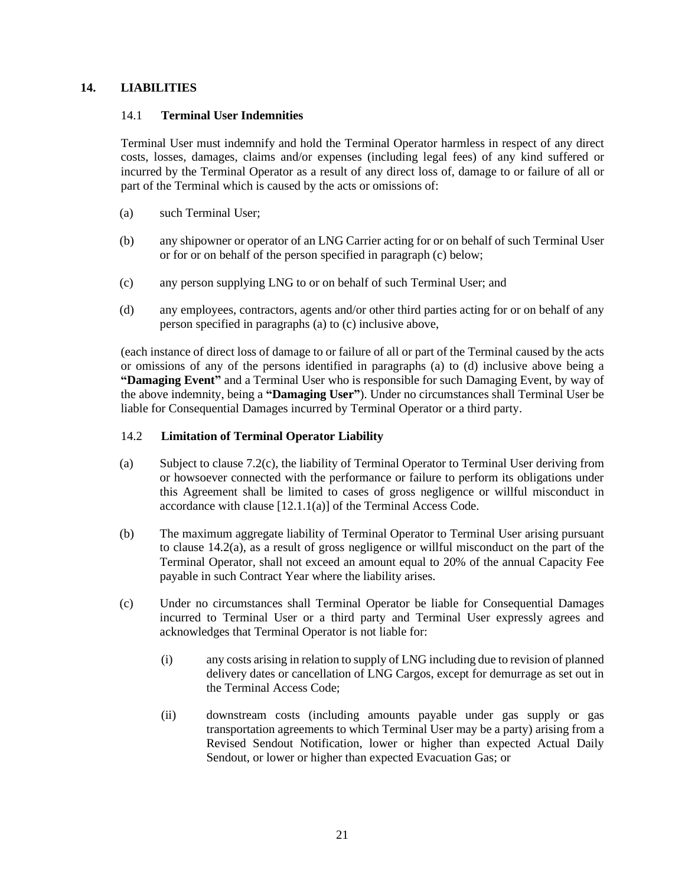## 14. LIABILITIES

### 14.1 Terminal User Indemnities

Terminal User must indemnify and hold the Terminal Operator harmless in respect of any direct costs, losses, damages, claims and/or expenses (including legal fees) of any kind suffered or incurred by the Terminal Operator as a result of any direct loss of, damage to or failure of all or part of the Terminal which is caused by the acts or omissions of:

(a) such Terminal User;

(b) any shipowner or operator of an LNG Carrier acting for or on behalf of such Terminal User or for or on behalf of the person specified in paragraph (c) below;

(c) any person supplying LNG to or on behalf of such Terminal User; and

(d) any employees, contractors, agents and/or other third parties acting for or on behalf of any person specified in paragraphs (a) to (c) inclusive above,

(each instance of direct loss of damage to or failure of all or part of the Terminal caused by the acts or omissions of any of the persons identified in paragraphs (a) to (d) inclusive above being a **"Damaging Event"** and a Terminal User who is responsible for such Damaging Event, by way of the above indemnity, being a **"Damaging User"**). Under no circumstances shall Terminal User be liable for Consequential Damages incurred by Terminal Operator or a third party.

### 14.2 Limitation of Terminal Operator Liability

(a) Subject to clause 7.2(c), the liability of Terminal Operator to Terminal User deriving from or howsoever connected with the performance or failure to perform its obligations under this Agreement shall be limited to cases of gross negligence or willful misconduct in accordance with clause [12.1.1(a)] of the Terminal Access Code.

(b) The maximum aggregate liability of Terminal Operator to Terminal User arising pursuant to clause 14.2(a), as a result of gross negligence or willful misconduct on the part of the Terminal Operator, shall not exceed an amount equal to 20% of the annual Capacity Fee payable in such Contract Year where the liability arises.

(c) Under no circumstances shall Terminal Operator be liable for Consequential Damages incurred to Terminal User or a third party and Terminal User expressly agrees and acknowledges that Terminal Operator is not liable for:

(i) any costs arising in relation to supply of LNG including due to revision of planned delivery dates or cancellation of LNG Cargos, except for demurrage as set out in the Terminal Access Code;

(ii) downstream costs (including amounts payable under gas supply or gas transportation agreements to which Terminal User may be a party) arising from a Revised Sendout Notification, lower or higher than expected Actual Daily Sendout, or lower or higher than expected Evacuation Gas; or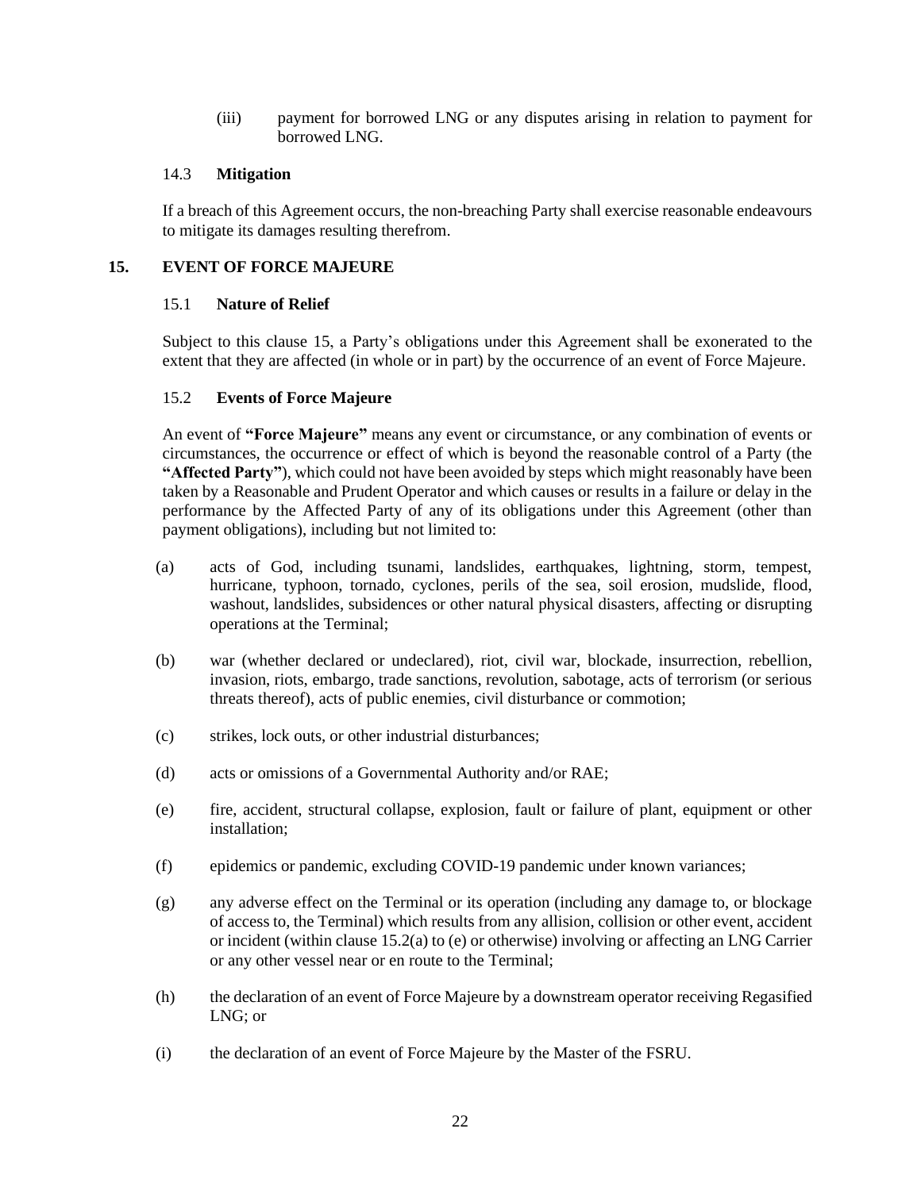(iii) payment for borrowed LNG or any disputes arising in relation to payment for borrowed LNG.

### 14.3 **Mitigation**

If a breach of this Agreement occurs, the non-breaching Party shall exercise reasonable endeavours to mitigate its damages resulting therefrom.

## 15. EVENT OF FORCE MAJEURE

### 15.1 **Nature of Relief**

Subject to this clause 15, a Party's obligations under this Agreement shall be exonerated to the extent that they are affected (in whole or in part) by the occurrence of an event of Force Majeure.

### 15.2 **Events of Force Majeure**

An event of **"Force Majeure"** means any event or circumstance, or any combination of events or circumstances, the occurrence or effect of which is beyond the reasonable control of a Party (the **"Affected Party"**), which could not have been avoided by steps which might reasonably have been taken by a Reasonable and Prudent Operator and which causes or results in a failure or delay in the performance by the Affected Party of any of its obligations under this Agreement (other than payment obligations), including but not limited to:

(a) acts of God, including tsunami, landslides, earthquakes, lightning, storm, tempest, hurricane, typhoon, tornado, cyclones, perils of the sea, soil erosion, mudslide, flood, washout, landslides, subsidences or other natural physical disasters, affecting or disrupting operations at the Terminal;

(b) war (whether declared or undeclared), riot, civil war, blockade, insurrection, rebellion, invasion, riots, embargo, trade sanctions, revolution, sabotage, acts of terrorism (or serious threats thereof), acts of public enemies, civil disturbance or commotion;

(c) strikes, lock outs, or other industrial disturbances;

(d) acts or omissions of a Governmental Authority and/or RAE;

(e) fire, accident, structural collapse, explosion, fault or failure of plant, equipment or other installation;

(f) epidemics or pandemic, excluding COVID-19 pandemic under known variances;

(g) any adverse effect on the Terminal or its operation (including any damage to, or blockage of access to, the Terminal) which results from any allision, collision or other event, accident or incident (within clause 15.2(a) to (e) or otherwise) involving or affecting an LNG Carrier or any other vessel near or en route to the Terminal;

(h) the declaration of an event of Force Majeure by a downstream operator receiving Regasified LNG; or

(i) the declaration of an event of Force Majeure by the Master of the FSRU.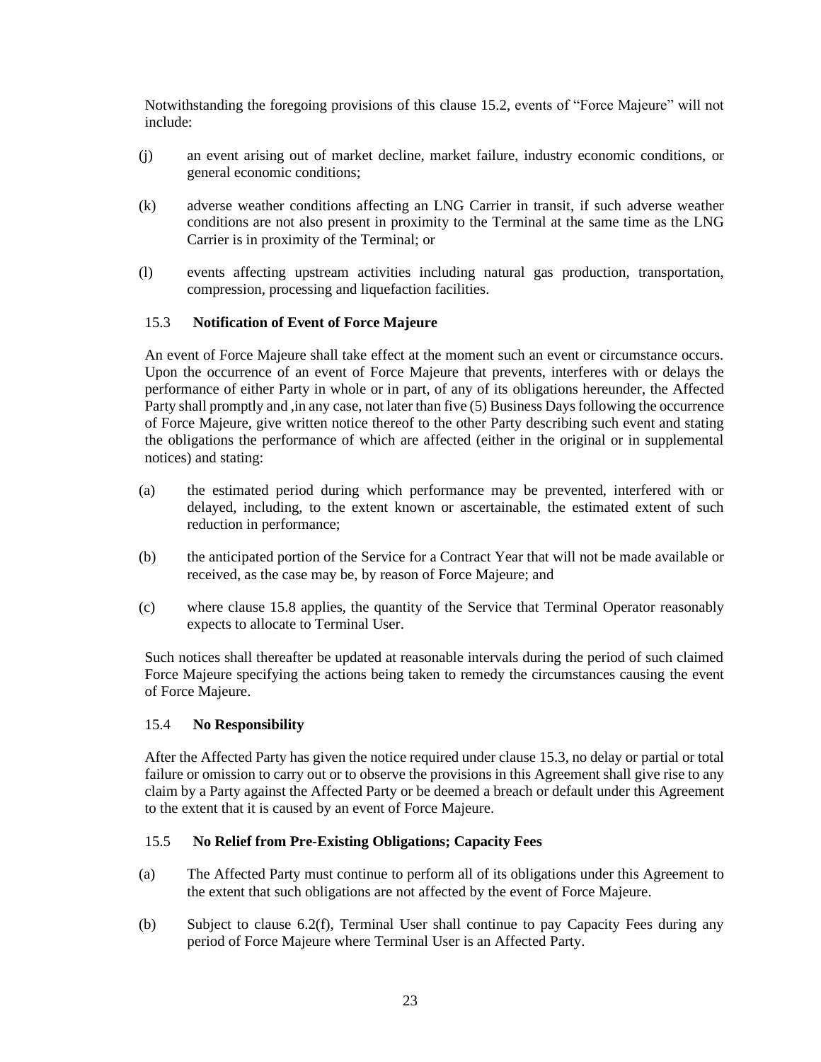Notwithstanding the foregoing provisions of this clause 15.2, events of "Force Majeure" will not include:

(j) an event arising out of market decline, market failure, industry economic conditions, or general economic conditions;

(k) adverse weather conditions affecting an LNG Carrier in transit, if such adverse weather conditions are not also present in proximity to the Terminal at the same time as the LNG Carrier is in proximity of the Terminal; or

(l) events affecting upstream activities including natural gas production, transportation, compression, processing and liquefaction facilities.

### 15.3 **Notification of Event of Force Majeure**

An event of Force Majeure shall take effect at the moment such an event or circumstance occurs. Upon the occurrence of an event of Force Majeure that prevents, interferes with or delays the performance of either Party in whole or in part, of any of its obligations hereunder, the Affected Party shall promptly and ,in any case, not later than five (5) Business Days following the occurrence of Force Majeure, give written notice thereof to the other Party describing such event and stating the obligations the performance of which are affected (either in the original or in supplemental notices) and stating:

(a) the estimated period during which performance may be prevented, interfered with or delayed, including, to the extent known or ascertainable, the estimated extent of such reduction in performance;

(b) the anticipated portion of the Service for a Contract Year that will not be made available or received, as the case may be, by reason of Force Majeure; and

(c) where clause 15.8 applies, the quantity of the Service that Terminal Operator reasonably expects to allocate to Terminal User.

Such notices shall thereafter be updated at reasonable intervals during the period of such claimed Force Majeure specifying the actions being taken to remedy the circumstances causing the event of Force Majeure.

### 15.4 **No Responsibility**

After the Affected Party has given the notice required under clause 15.3, no delay or partial or total failure or omission to carry out or to observe the provisions in this Agreement shall give rise to any claim by a Party against the Affected Party or be deemed a breach or default under this Agreement to the extent that it is caused by an event of Force Majeure.

### 15.5 **No Relief from Pre-Existing Obligations; Capacity Fees**

(a) The Affected Party must continue to perform all of its obligations under this Agreement to the extent that such obligations are not affected by the event of Force Majeure.

(b) Subject to clause 6.2(f), Terminal User shall continue to pay Capacity Fees during any period of Force Majeure where Terminal User is an Affected Party.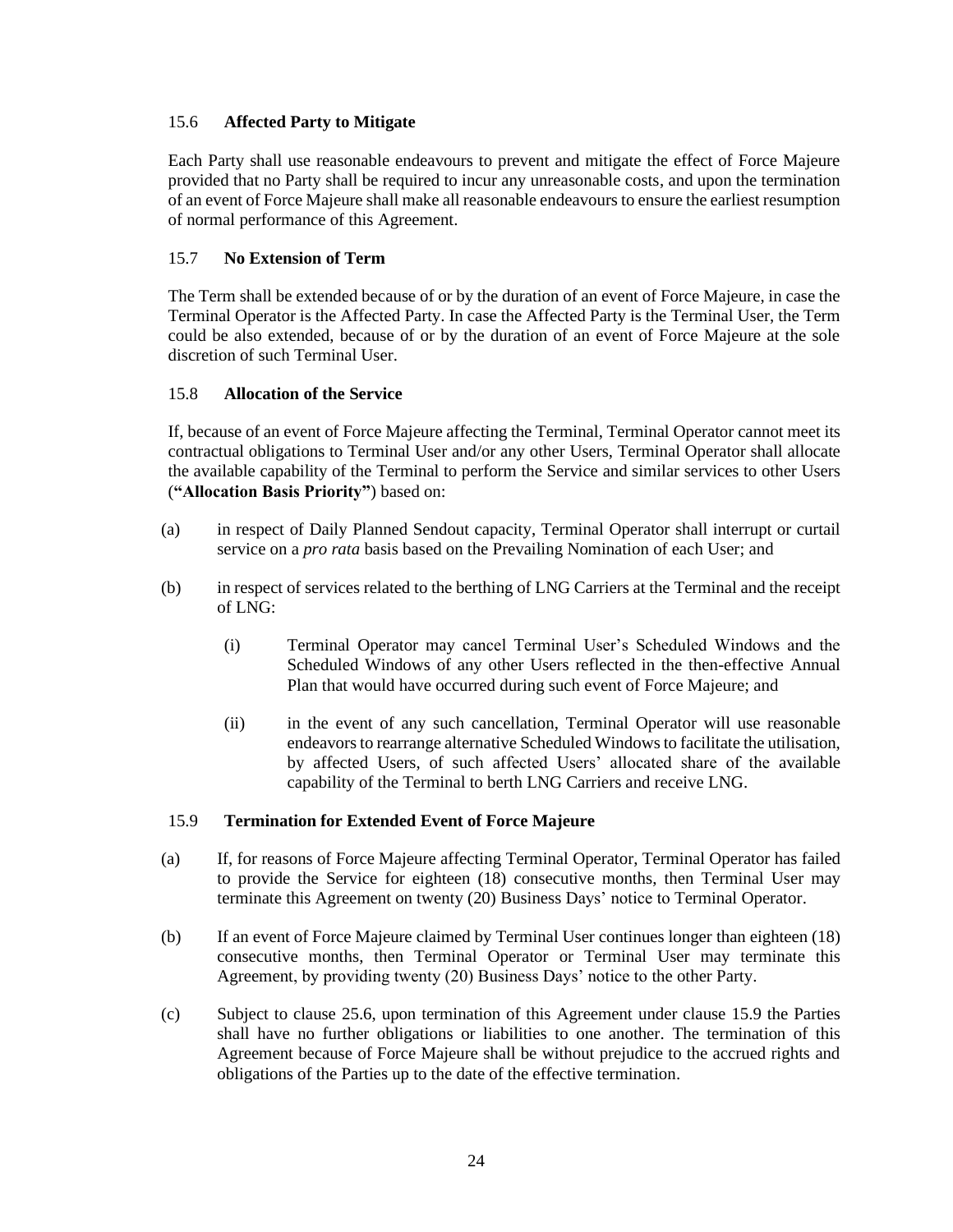### 15.6 **Affected Party to Mitigate**

Each Party shall use reasonable endeavours to prevent and mitigate the effect of Force Majeure provided that no Party shall be required to incur any unreasonable costs, and upon the termination of an event of Force Majeure shall make all reasonable endeavours to ensure the earliest resumption of normal performance of this Agreement.

### 15.7 **No Extension of Term**

The Term shall be extended because of or by the duration of an event of Force Majeure, in case the Terminal Operator is the Affected Party. In case the Affected Party is the Terminal User, the Term could be also extended, because of or by the duration of an event of Force Majeure at the sole discretion of such Terminal User.

### 15.8 **Allocation of the Service**

If, because of an event of Force Majeure affecting the Terminal, Terminal Operator cannot meet its contractual obligations to Terminal User and/or any other Users, Terminal Operator shall allocate the available capability of the Terminal to perform the Service and similar services to other Users (**"Allocation Basis Priority"**) based on:

(a) in respect of Daily Planned Sendout capacity, Terminal Operator shall interrupt or curtail service on a *pro rata* basis based on the Prevailing Nomination of each User; and

(b) in respect of services related to the berthing of LNG Carriers at the Terminal and the receipt of LNG:

  (i) Terminal Operator may cancel Terminal User's Scheduled Windows and the Scheduled Windows of any other Users reflected in the then-effective Annual Plan that would have occurred during such event of Force Majeure; and

  (ii) in the event of any such cancellation, Terminal Operator will use reasonable endeavors to rearrange alternative Scheduled Windows to facilitate the utilisation, by affected Users, of such affected Users' allocated share of the available capability of the Terminal to berth LNG Carriers and receive LNG.

### 15.9 **Termination for Extended Event of Force Majeure**

(a) If, for reasons of Force Majeure affecting Terminal Operator, Terminal Operator has failed to provide the Service for eighteen (18) consecutive months, then Terminal User may terminate this Agreement on twenty (20) Business Days' notice to Terminal Operator.

(b) If an event of Force Majeure claimed by Terminal User continues longer than eighteen (18) consecutive months, then Terminal Operator or Terminal User may terminate this Agreement, by providing twenty (20) Business Days' notice to the other Party.

(c) Subject to clause 25.6, upon termination of this Agreement under clause 15.9 the Parties shall have no further obligations or liabilities to one another. The termination of this Agreement because of Force Majeure shall be without prejudice to the accrued rights and obligations of the Parties up to the date of the effective termination.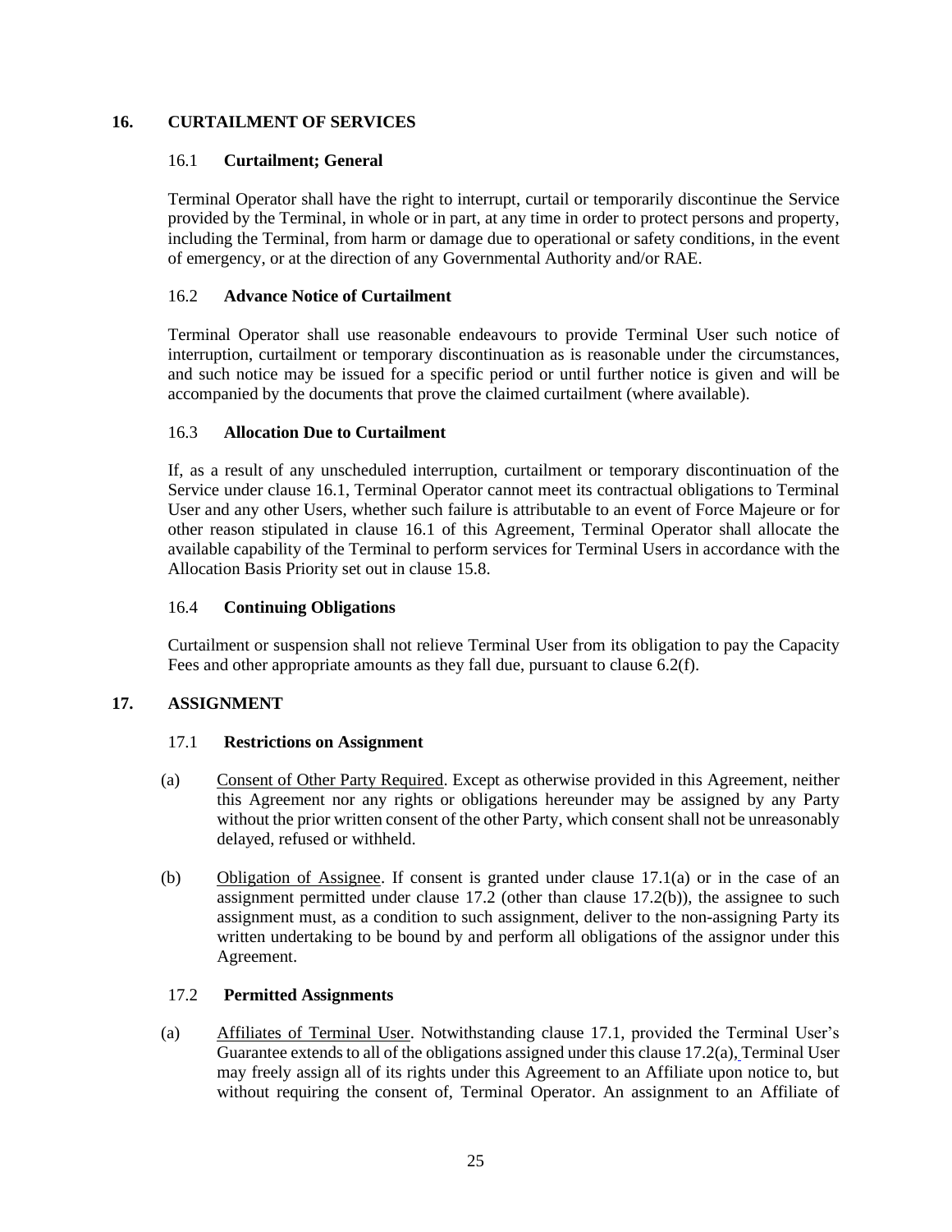## 16. CURTAILMENT OF SERVICES

### 16.1 Curtailment; General

Terminal Operator shall have the right to interrupt, curtail or temporarily discontinue the Service provided by the Terminal, in whole or in part, at any time in order to protect persons and property, including the Terminal, from harm or damage due to operational or safety conditions, in the event of emergency, or at the direction of any Governmental Authority and/or RAE.

### 16.2 Advance Notice of Curtailment

Terminal Operator shall use reasonable endeavours to provide Terminal User such notice of interruption, curtailment or temporary discontinuation as is reasonable under the circumstances, and such notice may be issued for a specific period or until further notice is given and will be accompanied by the documents that prove the claimed curtailment (where available).

### 16.3 Allocation Due to Curtailment

If, as a result of any unscheduled interruption, curtailment or temporary discontinuation of the Service under clause 16.1, Terminal Operator cannot meet its contractual obligations to Terminal User and any other Users, whether such failure is attributable to an event of Force Majeure or for other reason stipulated in clause 16.1 of this Agreement, Terminal Operator shall allocate the available capability of the Terminal to perform services for Terminal Users in accordance with the Allocation Basis Priority set out in clause 15.8.

### 16.4 Continuing Obligations

Curtailment or suspension shall not relieve Terminal User from its obligation to pay the Capacity Fees and other appropriate amounts as they fall due, pursuant to clause 6.2(f).

## 17. ASSIGNMENT

### 17.1 Restrictions on Assignment

(a) Consent of Other Party Required. Except as otherwise provided in this Agreement, neither this Agreement nor any rights or obligations hereunder may be assigned by any Party without the prior written consent of the other Party, which consent shall not be unreasonably delayed, refused or withheld.

(b) Obligation of Assignee. If consent is granted under clause 17.1(a) or in the case of an assignment permitted under clause 17.2 (other than clause 17.2(b)), the assignee to such assignment must, as a condition to such assignment, deliver to the non-assigning Party its written undertaking to be bound by and perform all obligations of the assignor under this Agreement.

### 17.2 Permitted Assignments

(a) Affiliates of Terminal User. Notwithstanding clause 17.1, provided the Terminal User's Guarantee extends to all of the obligations assigned under this clause 17.2(a), Terminal User may freely assign all of its rights under this Agreement to an Affiliate upon notice to, but without requiring the consent of, Terminal Operator. An assignment to an Affiliate of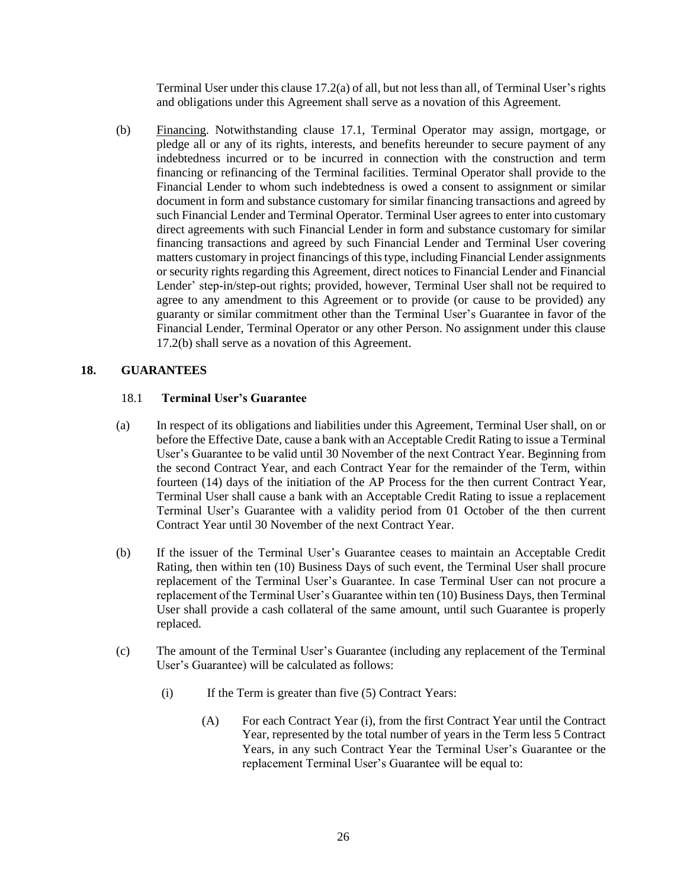Terminal User under this clause 17.2(a) of all, but not less than all, of Terminal User's rights and obligations under this Agreement shall serve as a novation of this Agreement.

(b) Financing. Notwithstanding clause 17.1, Terminal Operator may assign, mortgage, or pledge all or any of its rights, interests, and benefits hereunder to secure payment of any indebtedness incurred or to be incurred in connection with the construction and term financing or refinancing of the Terminal facilities. Terminal Operator shall provide to the Financial Lender to whom such indebtedness is owed a consent to assignment or similar document in form and substance customary for similar financing transactions and agreed by such Financial Lender and Terminal Operator. Terminal User agrees to enter into customary direct agreements with such Financial Lender in form and substance customary for similar financing transactions and agreed by such Financial Lender and Terminal User covering matters customary in project financings of this type, including Financial Lender assignments or security rights regarding this Agreement, direct notices to Financial Lender and Financial Lender' step-in/step-out rights; provided, however, Terminal User shall not be required to agree to any amendment to this Agreement or to provide (or cause to be provided) any guaranty or similar commitment other than the Terminal User's Guarantee in favor of the Financial Lender, Terminal Operator or any other Person. No assignment under this clause 17.2(b) shall serve as a novation of this Agreement.

## 18. GUARANTEES

### 18.1 Terminal User's Guarantee

(a) In respect of its obligations and liabilities under this Agreement, Terminal User shall, on or before the Effective Date, cause a bank with an Acceptable Credit Rating to issue a Terminal User's Guarantee to be valid until 30 November of the next Contract Year. Beginning from the second Contract Year, and each Contract Year for the remainder of the Term, within fourteen (14) days of the initiation of the AP Process for the then current Contract Year, Terminal User shall cause a bank with an Acceptable Credit Rating to issue a replacement Terminal User's Guarantee with a validity period from 01 October of the then current Contract Year until 30 November of the next Contract Year.

(b) If the issuer of the Terminal User's Guarantee ceases to maintain an Acceptable Credit Rating, then within ten (10) Business Days of such event, the Terminal User shall procure replacement of the Terminal User's Guarantee. In case Terminal User can not procure a replacement of the Terminal User's Guarantee within ten (10) Business Days, then Terminal User shall provide a cash collateral of the same amount, until such Guarantee is properly replaced.

(c) The amount of the Terminal User's Guarantee (including any replacement of the Terminal User's Guarantee) will be calculated as follows:

(i) If the Term is greater than five (5) Contract Years:

(A) For each Contract Year (i), from the first Contract Year until the Contract Year, represented by the total number of years in the Term less 5 Contract Years, in any such Contract Year the Terminal User's Guarantee or the replacement Terminal User's Guarantee will be equal to: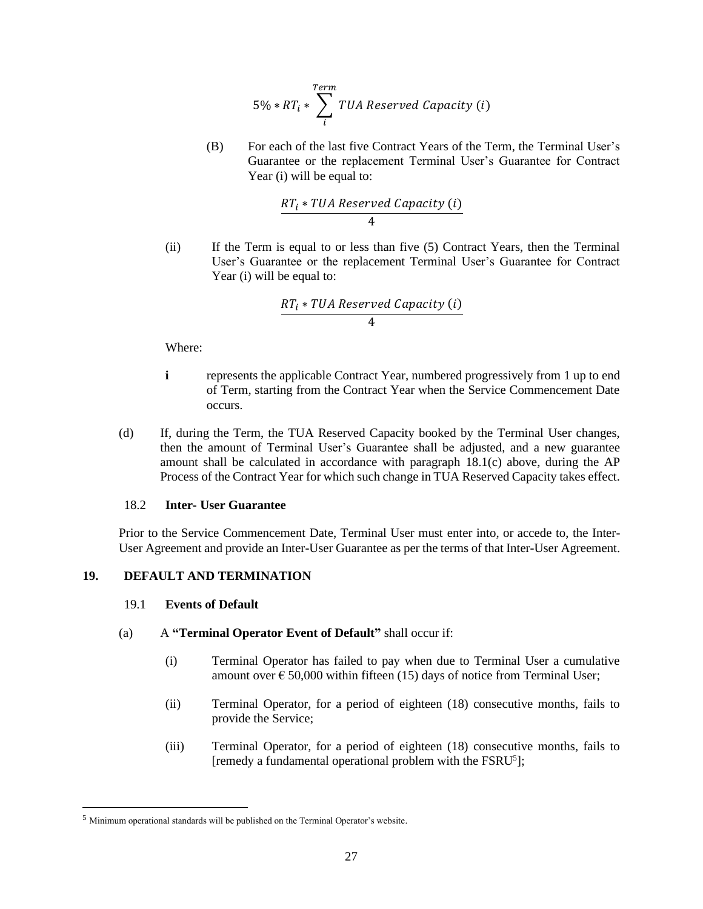$$5\% * RT_i * \sum_{i}^{Term} TUA\ Reserved\ Capacity\ (i)$$

(B) For each of the last five Contract Years of the Term, the Terminal User's Guarantee or the replacement Terminal User's Guarantee for Contract Year (i) will be equal to:

$$\frac{RT_i * TUA\ Reserved\ Capacity\ (i)}{4}$$

(ii) If the Term is equal to or less than five (5) Contract Years, then the Terminal User's Guarantee or the replacement Terminal User's Guarantee for Contract Year (i) will be equal to:

$$\frac{RT_i * TUA\ Reserved\ Capacity\ (i)}{4}$$

Where:

**i** represents the applicable Contract Year, numbered progressively from 1 up to end of Term, starting from the Contract Year when the Service Commencement Date occurs.

(d) If, during the Term, the TUA Reserved Capacity booked by the Terminal User changes, then the amount of Terminal User's Guarantee shall be adjusted, and a new guarantee amount shall be calculated in accordance with paragraph 18.1(c) above, during the AP Process of the Contract Year for which such change in TUA Reserved Capacity takes effect.

18.2 **Inter- User Guarantee**

Prior to the Service Commencement Date, Terminal User must enter into, or accede to, the Inter-User Agreement and provide an Inter-User Guarantee as per the terms of that Inter-User Agreement.

## 19. DEFAULT AND TERMINATION

19.1 **Events of Default**

(a) A **"Terminal Operator Event of Default"** shall occur if:

(i) Terminal Operator has failed to pay when due to Terminal User a cumulative amount over € 50,000 within fifteen (15) days of notice from Terminal User;

(ii) Terminal Operator, for a period of eighteen (18) consecutive months, fails to provide the Service;

(iii) Terminal Operator, for a period of eighteen (18) consecutive months, fails to [remedy a fundamental operational problem with the FSRU[5]];

---

[5] Minimum operational standards will be published on the Terminal Operator's website.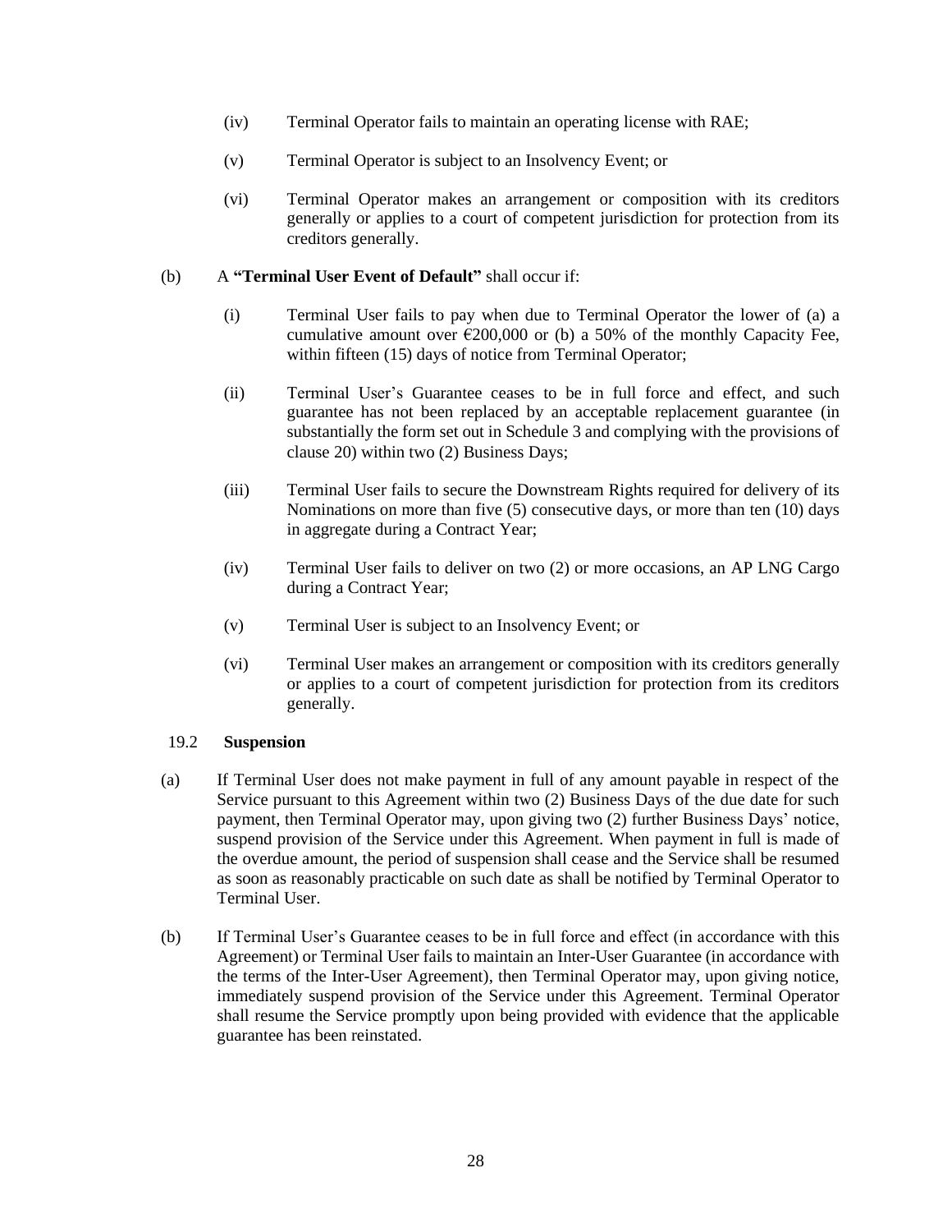(iv) Terminal Operator fails to maintain an operating license with RAE;

(v) Terminal Operator is subject to an Insolvency Event; or

(vi) Terminal Operator makes an arrangement or composition with its creditors generally or applies to a court of competent jurisdiction for protection from its creditors generally.

(b) A **"Terminal User Event of Default"** shall occur if:

(i) Terminal User fails to pay when due to Terminal Operator the lower of (a) a cumulative amount over €200,000 or (b) a 50% of the monthly Capacity Fee, within fifteen (15) days of notice from Terminal Operator;

(ii) Terminal User's Guarantee ceases to be in full force and effect, and such guarantee has not been replaced by an acceptable replacement guarantee (in substantially the form set out in Schedule 3 and complying with the provisions of clause 20) within two (2) Business Days;

(iii) Terminal User fails to secure the Downstream Rights required for delivery of its Nominations on more than five (5) consecutive days, or more than ten (10) days in aggregate during a Contract Year;

(iv) Terminal User fails to deliver on two (2) or more occasions, an AP LNG Cargo during a Contract Year;

(v) Terminal User is subject to an Insolvency Event; or

(vi) Terminal User makes an arrangement or composition with its creditors generally or applies to a court of competent jurisdiction for protection from its creditors generally.

### 19.2 Suspension

(a) If Terminal User does not make payment in full of any amount payable in respect of the Service pursuant to this Agreement within two (2) Business Days of the due date for such payment, then Terminal Operator may, upon giving two (2) further Business Days' notice, suspend provision of the Service under this Agreement. When payment in full is made of the overdue amount, the period of suspension shall cease and the Service shall be resumed as soon as reasonably practicable on such date as shall be notified by Terminal Operator to Terminal User.

(b) If Terminal User's Guarantee ceases to be in full force and effect (in accordance with this Agreement) or Terminal User fails to maintain an Inter-User Guarantee (in accordance with the terms of the Inter-User Agreement), then Terminal Operator may, upon giving notice, immediately suspend provision of the Service under this Agreement. Terminal Operator shall resume the Service promptly upon being provided with evidence that the applicable guarantee has been reinstated.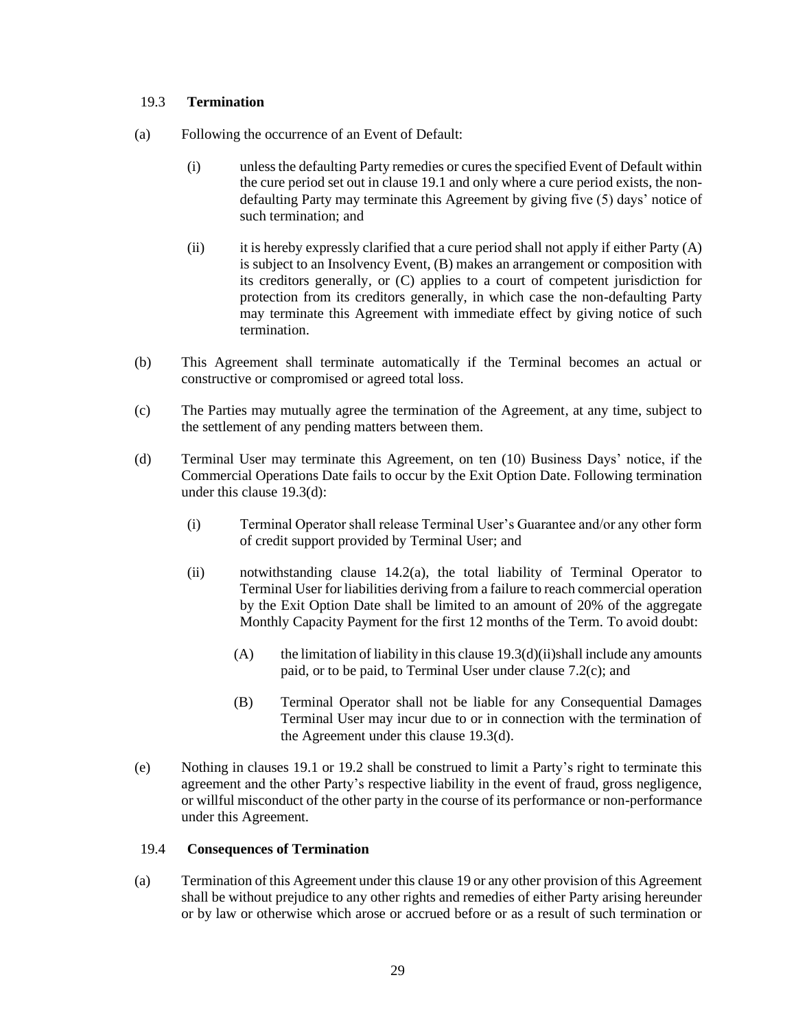### 19.3 **Termination**

(a) Following the occurrence of an Event of Default:

(i) unless the defaulting Party remedies or cures the specified Event of Default within the cure period set out in clause 19.1 and only where a cure period exists, the non-defaulting Party may terminate this Agreement by giving five (5) days' notice of such termination; and

(ii) it is hereby expressly clarified that a cure period shall not apply if either Party (A) is subject to an Insolvency Event, (B) makes an arrangement or composition with its creditors generally, or (C) applies to a court of competent jurisdiction for protection from its creditors generally, in which case the non-defaulting Party may terminate this Agreement with immediate effect by giving notice of such termination.

(b) This Agreement shall terminate automatically if the Terminal becomes an actual or constructive or compromised or agreed total loss.

(c) The Parties may mutually agree the termination of the Agreement, at any time, subject to the settlement of any pending matters between them.

(d) Terminal User may terminate this Agreement, on ten (10) Business Days' notice, if the Commercial Operations Date fails to occur by the Exit Option Date. Following termination under this clause 19.3(d):

(i) Terminal Operator shall release Terminal User's Guarantee and/or any other form of credit support provided by Terminal User; and

(ii) notwithstanding clause 14.2(a), the total liability of Terminal Operator to Terminal User for liabilities deriving from a failure to reach commercial operation by the Exit Option Date shall be limited to an amount of 20% of the aggregate Monthly Capacity Payment for the first 12 months of the Term. To avoid doubt:

(A) the limitation of liability in this clause 19.3(d)(ii)shall include any amounts paid, or to be paid, to Terminal User under clause 7.2(c); and

(B) Terminal Operator shall not be liable for any Consequential Damages Terminal User may incur due to or in connection with the termination of the Agreement under this clause 19.3(d).

(e) Nothing in clauses 19.1 or 19.2 shall be construed to limit a Party's right to terminate this agreement and the other Party's respective liability in the event of fraud, gross negligence, or willful misconduct of the other party in the course of its performance or non-performance under this Agreement.

### 19.4 **Consequences of Termination**

(a) Termination of this Agreement under this clause 19 or any other provision of this Agreement shall be without prejudice to any other rights and remedies of either Party arising hereunder or by law or otherwise which arose or accrued before or as a result of such termination or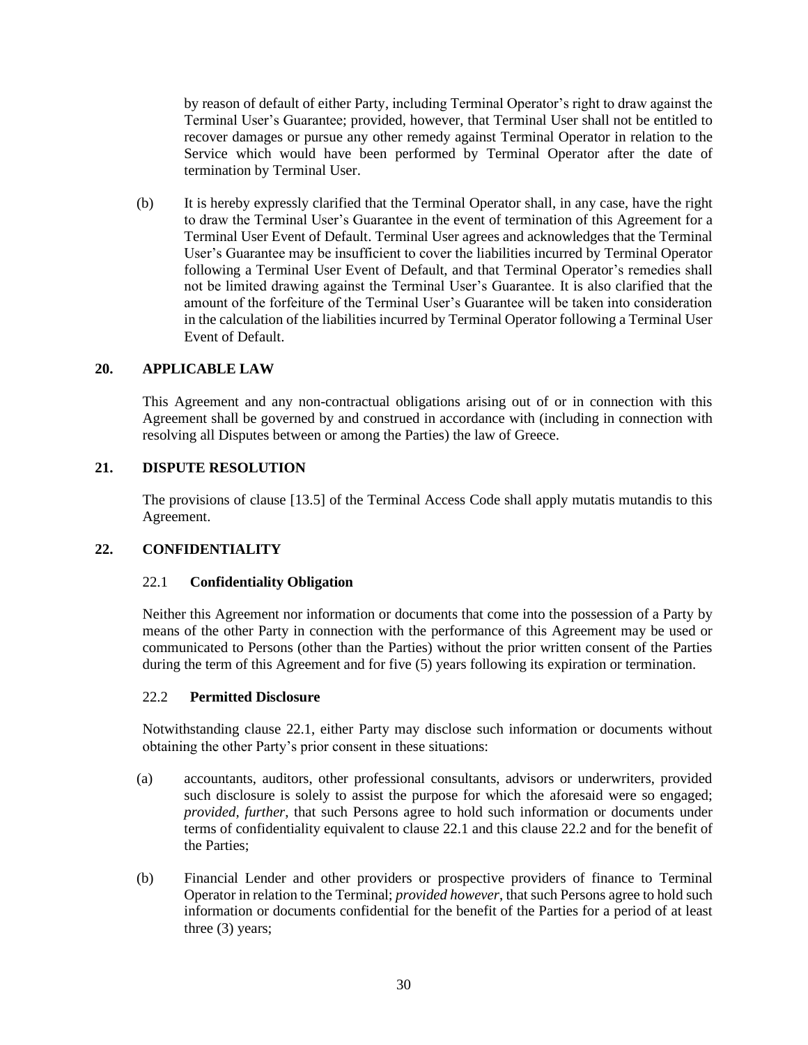by reason of default of either Party, including Terminal Operator's right to draw against the Terminal User's Guarantee; provided, however, that Terminal User shall not be entitled to recover damages or pursue any other remedy against Terminal Operator in relation to the Service which would have been performed by Terminal Operator after the date of termination by Terminal User.

(b) It is hereby expressly clarified that the Terminal Operator shall, in any case, have the right to draw the Terminal User's Guarantee in the event of termination of this Agreement for a Terminal User Event of Default. Terminal User agrees and acknowledges that the Terminal User's Guarantee may be insufficient to cover the liabilities incurred by Terminal Operator following a Terminal User Event of Default, and that Terminal Operator's remedies shall not be limited drawing against the Terminal User's Guarantee. It is also clarified that the amount of the forfeiture of the Terminal User's Guarantee will be taken into consideration in the calculation of the liabilities incurred by Terminal Operator following a Terminal User Event of Default.

## 20. APPLICABLE LAW

This Agreement and any non-contractual obligations arising out of or in connection with this Agreement shall be governed by and construed in accordance with (including in connection with resolving all Disputes between or among the Parties) the law of Greece.

## 21. DISPUTE RESOLUTION

The provisions of clause [13.5] of the Terminal Access Code shall apply mutatis mutandis to this Agreement.

## 22. CONFIDENTIALITY

### 22.1 Confidentiality Obligation

Neither this Agreement nor information or documents that come into the possession of a Party by means of the other Party in connection with the performance of this Agreement may be used or communicated to Persons (other than the Parties) without the prior written consent of the Parties during the term of this Agreement and for five (5) years following its expiration or termination.

### 22.2 Permitted Disclosure

Notwithstanding clause 22.1, either Party may disclose such information or documents without obtaining the other Party's prior consent in these situations:

(a) accountants, auditors, other professional consultants, advisors or underwriters, provided such disclosure is solely to assist the purpose for which the aforesaid were so engaged; *provided, further*, that such Persons agree to hold such information or documents under terms of confidentiality equivalent to clause 22.1 and this clause 22.2 and for the benefit of the Parties;

(b) Financial Lender and other providers or prospective providers of finance to Terminal Operator in relation to the Terminal; *provided however*, that such Persons agree to hold such information or documents confidential for the benefit of the Parties for a period of at least three (3) years;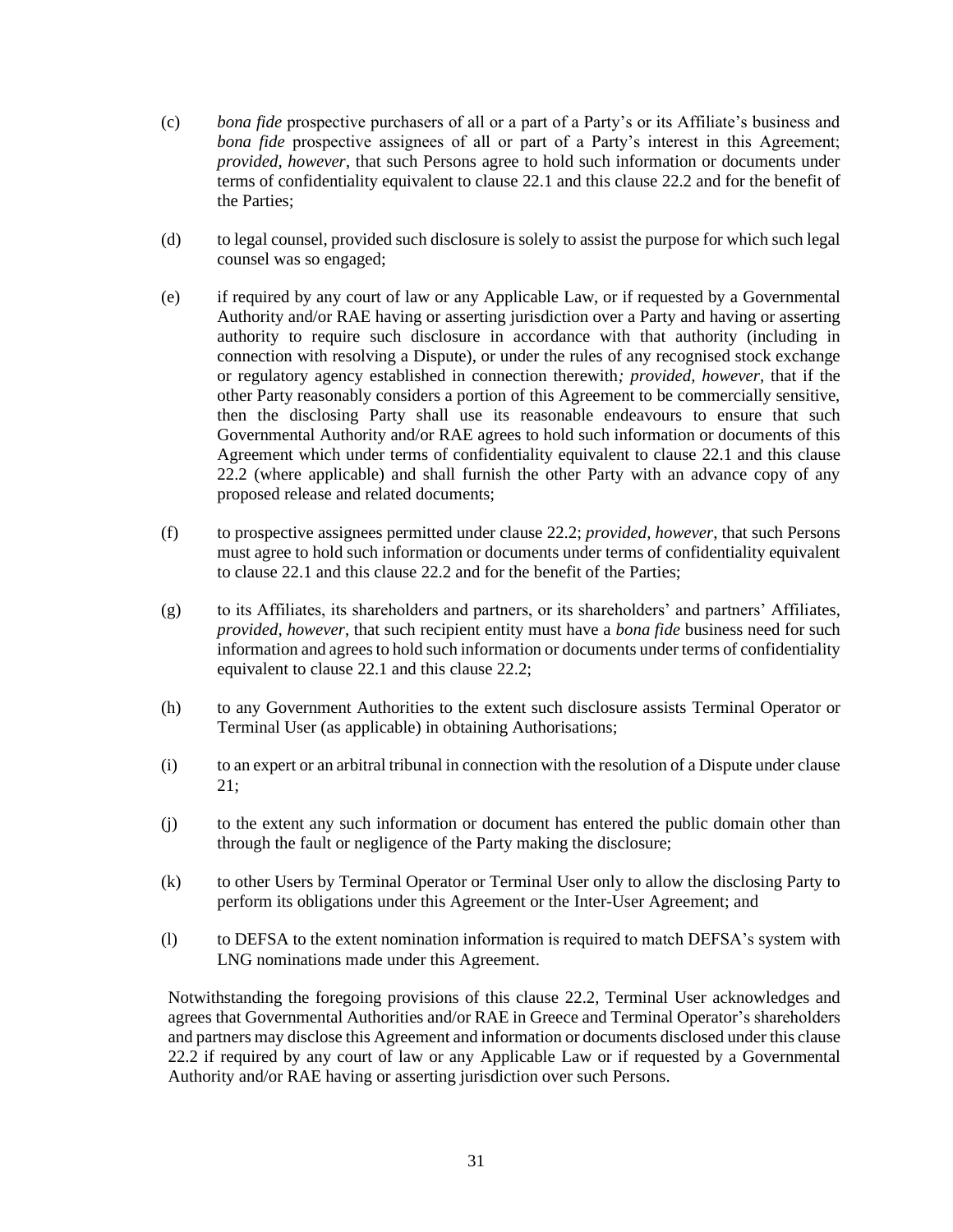(c) *bona fide* prospective purchasers of all or a part of a Party's or its Affiliate's business and *bona fide* prospective assignees of all or part of a Party's interest in this Agreement; *provided, however*, that such Persons agree to hold such information or documents under terms of confidentiality equivalent to clause 22.1 and this clause 22.2 and for the benefit of the Parties;

(d) to legal counsel, provided such disclosure is solely to assist the purpose for which such legal counsel was so engaged;

(e) if required by any court of law or any Applicable Law, or if requested by a Governmental Authority and/or RAE having or asserting jurisdiction over a Party and having or asserting authority to require such disclosure in accordance with that authority (including in connection with resolving a Dispute), or under the rules of any recognised stock exchange or regulatory agency established in connection therewith*; provided, however*, that if the other Party reasonably considers a portion of this Agreement to be commercially sensitive, then the disclosing Party shall use its reasonable endeavours to ensure that such Governmental Authority and/or RAE agrees to hold such information or documents of this Agreement which under terms of confidentiality equivalent to clause 22.1 and this clause 22.2 (where applicable) and shall furnish the other Party with an advance copy of any proposed release and related documents;

(f) to prospective assignees permitted under clause 22.2; *provided, however*, that such Persons must agree to hold such information or documents under terms of confidentiality equivalent to clause 22.1 and this clause 22.2 and for the benefit of the Parties;

(g) to its Affiliates, its shareholders and partners, or its shareholders' and partners' Affiliates, *provided, however*, that such recipient entity must have a *bona fide* business need for such information and agrees to hold such information or documents under terms of confidentiality equivalent to clause 22.1 and this clause 22.2;

(h) to any Government Authorities to the extent such disclosure assists Terminal Operator or Terminal User (as applicable) in obtaining Authorisations;

(i) to an expert or an arbitral tribunal in connection with the resolution of a Dispute under clause 21;

(j) to the extent any such information or document has entered the public domain other than through the fault or negligence of the Party making the disclosure;

(k) to other Users by Terminal Operator or Terminal User only to allow the disclosing Party to perform its obligations under this Agreement or the Inter-User Agreement; and

(l) to DEFSA to the extent nomination information is required to match DEFSA's system with LNG nominations made under this Agreement.

Notwithstanding the foregoing provisions of this clause 22.2, Terminal User acknowledges and agrees that Governmental Authorities and/or RAE in Greece and Terminal Operator's shareholders and partners may disclose this Agreement and information or documents disclosed under this clause 22.2 if required by any court of law or any Applicable Law or if requested by a Governmental Authority and/or RAE having or asserting jurisdiction over such Persons.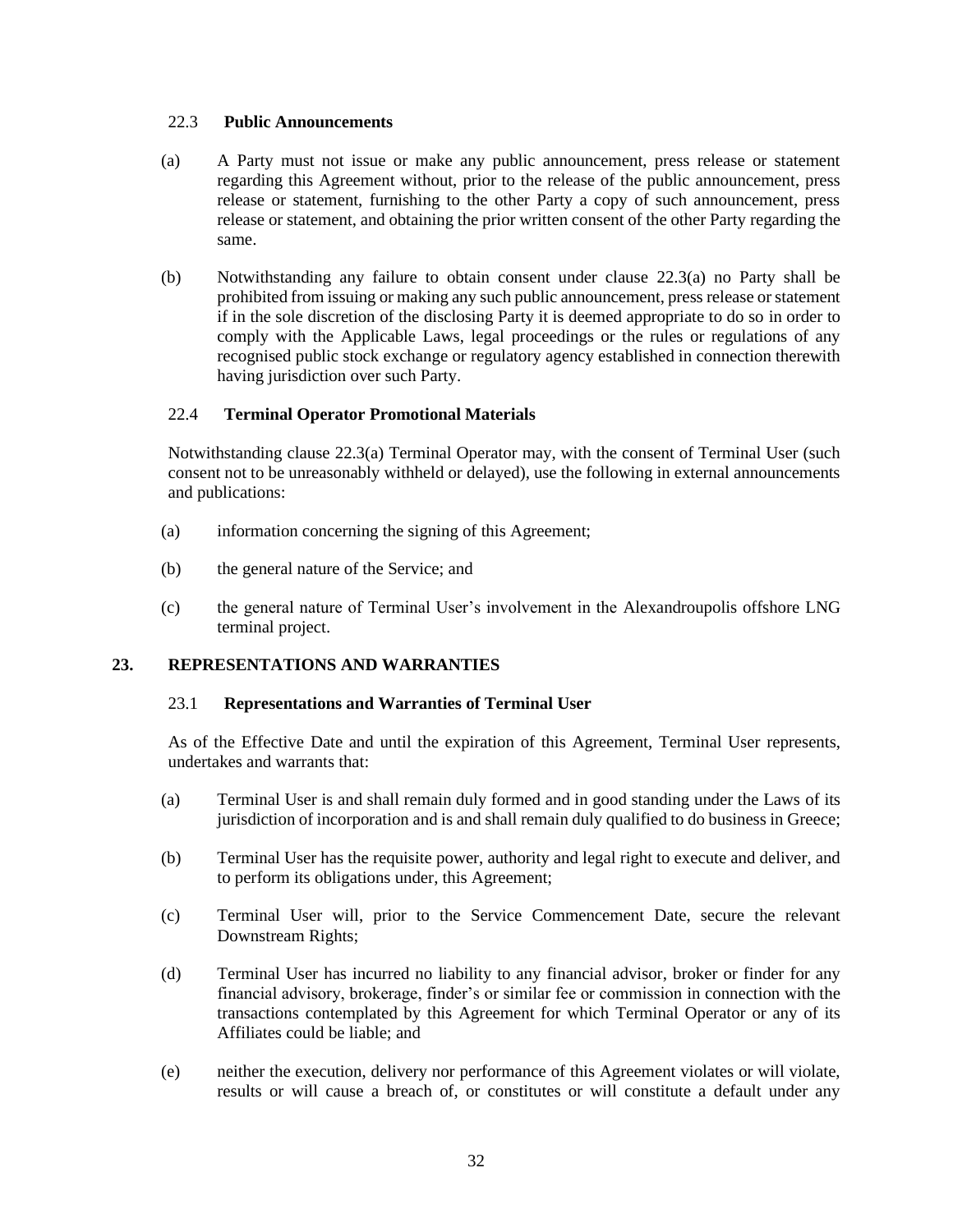### 22.3 **Public Announcements**

(a) A Party must not issue or make any public announcement, press release or statement regarding this Agreement without, prior to the release of the public announcement, press release or statement, furnishing to the other Party a copy of such announcement, press release or statement, and obtaining the prior written consent of the other Party regarding the same.

(b) Notwithstanding any failure to obtain consent under clause 22.3(a) no Party shall be prohibited from issuing or making any such public announcement, press release or statement if in the sole discretion of the disclosing Party it is deemed appropriate to do so in order to comply with the Applicable Laws, legal proceedings or the rules or regulations of any recognised public stock exchange or regulatory agency established in connection therewith having jurisdiction over such Party.

### 22.4 **Terminal Operator Promotional Materials**

Notwithstanding clause 22.3(a) Terminal Operator may, with the consent of Terminal User (such consent not to be unreasonably withheld or delayed), use the following in external announcements and publications:

(a) information concerning the signing of this Agreement;

(b) the general nature of the Service; and

(c) the general nature of Terminal User's involvement in the Alexandroupolis offshore LNG terminal project.

## 23. REPRESENTATIONS AND WARRANTIES

### 23.1 **Representations and Warranties of Terminal User**

As of the Effective Date and until the expiration of this Agreement, Terminal User represents, undertakes and warrants that:

(a) Terminal User is and shall remain duly formed and in good standing under the Laws of its jurisdiction of incorporation and is and shall remain duly qualified to do business in Greece;

(b) Terminal User has the requisite power, authority and legal right to execute and deliver, and to perform its obligations under, this Agreement;

(c) Terminal User will, prior to the Service Commencement Date, secure the relevant Downstream Rights;

(d) Terminal User has incurred no liability to any financial advisor, broker or finder for any financial advisory, brokerage, finder's or similar fee or commission in connection with the transactions contemplated by this Agreement for which Terminal Operator or any of its Affiliates could be liable; and

(e) neither the execution, delivery nor performance of this Agreement violates or will violate, results or will cause a breach of, or constitutes or will constitute a default under any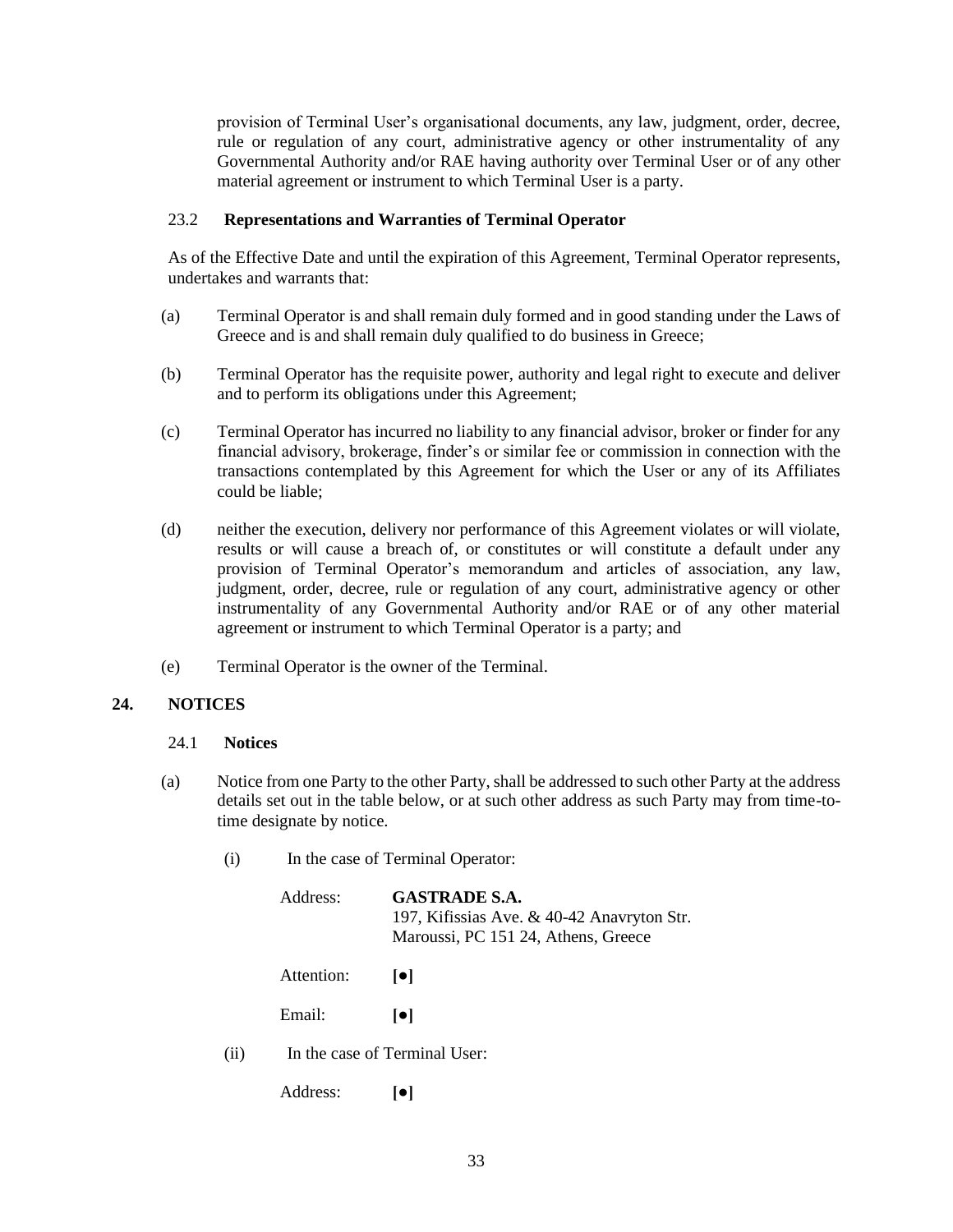provision of Terminal User's organisational documents, any law, judgment, order, decree, rule or regulation of any court, administrative agency or other instrumentality of any Governmental Authority and/or RAE having authority over Terminal User or of any other material agreement or instrument to which Terminal User is a party.

### 23.2 Representations and Warranties of Terminal Operator

As of the Effective Date and until the expiration of this Agreement, Terminal Operator represents, undertakes and warrants that:

(a) Terminal Operator is and shall remain duly formed and in good standing under the Laws of Greece and is and shall remain duly qualified to do business in Greece;

(b) Terminal Operator has the requisite power, authority and legal right to execute and deliver and to perform its obligations under this Agreement;

(c) Terminal Operator has incurred no liability to any financial advisor, broker or finder for any financial advisory, brokerage, finder's or similar fee or commission in connection with the transactions contemplated by this Agreement for which the User or any of its Affiliates could be liable;

(d) neither the execution, delivery nor performance of this Agreement violates or will violate, results or will cause a breach of, or constitutes or will constitute a default under any provision of Terminal Operator's memorandum and articles of association, any law, judgment, order, decree, rule or regulation of any court, administrative agency or other instrumentality of any Governmental Authority and/or RAE or of any other material agreement or instrument to which Terminal Operator is a party; and

(e) Terminal Operator is the owner of the Terminal.

## 24. NOTICES

### 24.1 Notices

(a) Notice from one Party to the other Party, shall be addressed to such other Party at the address details set out in the table below, or at such other address as such Party may from time-to-time designate by notice.

(i) In the case of Terminal Operator:

Address: **GASTRADE S.A.**
197, Kifissias Ave. & 40-42 Anavryton Str.
Maroussi, PC 151 24, Athens, Greece

Attention: **[●]**

Email: **[●]**

(ii) In the case of Terminal User:

Address: **[●]**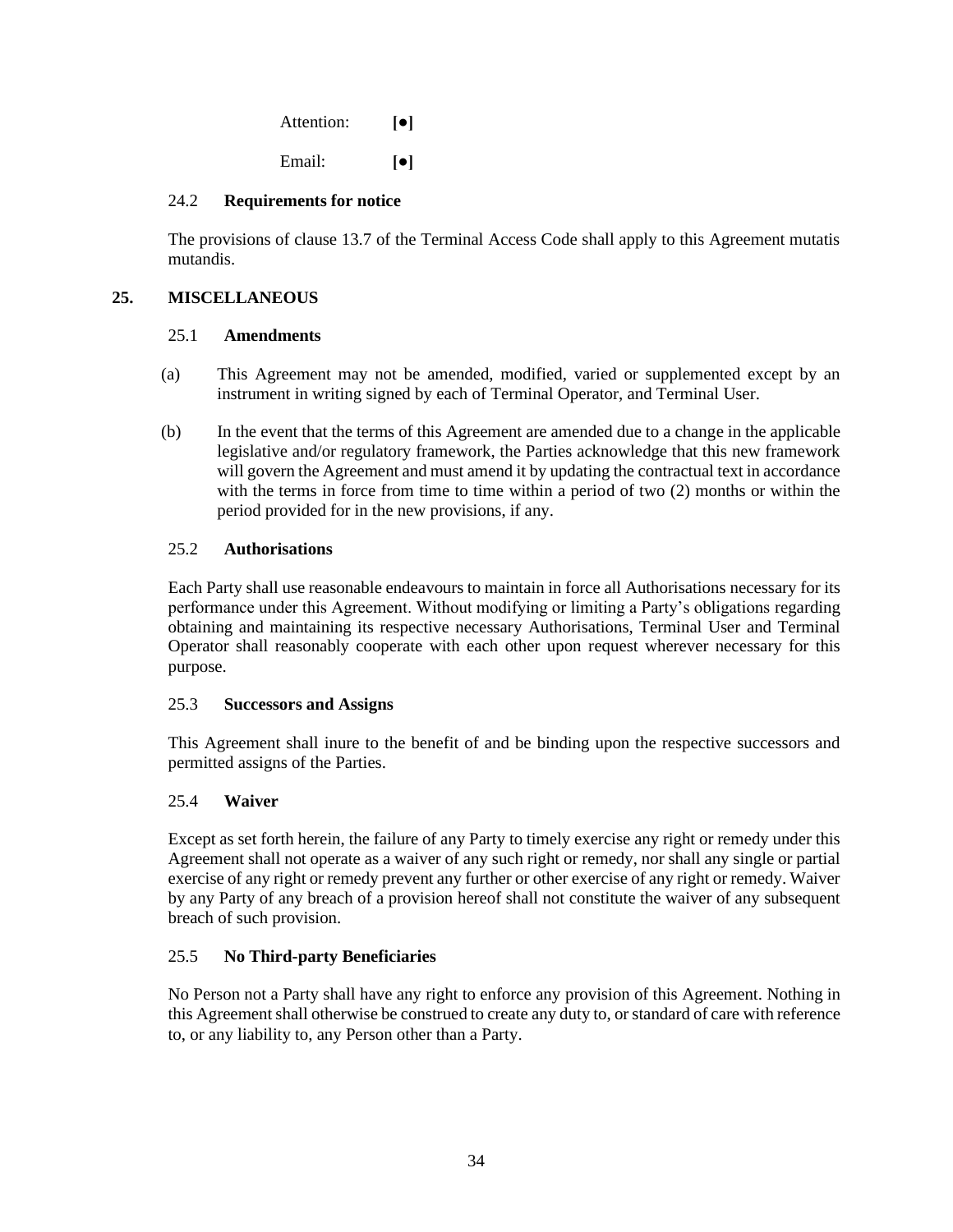Attention: **[●]**

Email: **[●]**

### 24.2 **Requirements for notice**

The provisions of clause 13.7 of the Terminal Access Code shall apply to this Agreement mutatis mutandis.

## 25. MISCELLANEOUS

### 25.1 **Amendments**

(a) This Agreement may not be amended, modified, varied or supplemented except by an instrument in writing signed by each of Terminal Operator, and Terminal User.

(b) In the event that the terms of this Agreement are amended due to a change in the applicable legislative and/or regulatory framework, the Parties acknowledge that this new framework will govern the Agreement and must amend it by updating the contractual text in accordance with the terms in force from time to time within a period of two (2) months or within the period provided for in the new provisions, if any.

### 25.2 **Authorisations**

Each Party shall use reasonable endeavours to maintain in force all Authorisations necessary for its performance under this Agreement. Without modifying or limiting a Party's obligations regarding obtaining and maintaining its respective necessary Authorisations, Terminal User and Terminal Operator shall reasonably cooperate with each other upon request wherever necessary for this purpose.

### 25.3 **Successors and Assigns**

This Agreement shall inure to the benefit of and be binding upon the respective successors and permitted assigns of the Parties.

### 25.4 **Waiver**

Except as set forth herein, the failure of any Party to timely exercise any right or remedy under this Agreement shall not operate as a waiver of any such right or remedy, nor shall any single or partial exercise of any right or remedy prevent any further or other exercise of any right or remedy. Waiver by any Party of any breach of a provision hereof shall not constitute the waiver of any subsequent breach of such provision.

### 25.5 **No Third-party Beneficiaries**

No Person not a Party shall have any right to enforce any provision of this Agreement. Nothing in this Agreement shall otherwise be construed to create any duty to, or standard of care with reference to, or any liability to, any Person other than a Party.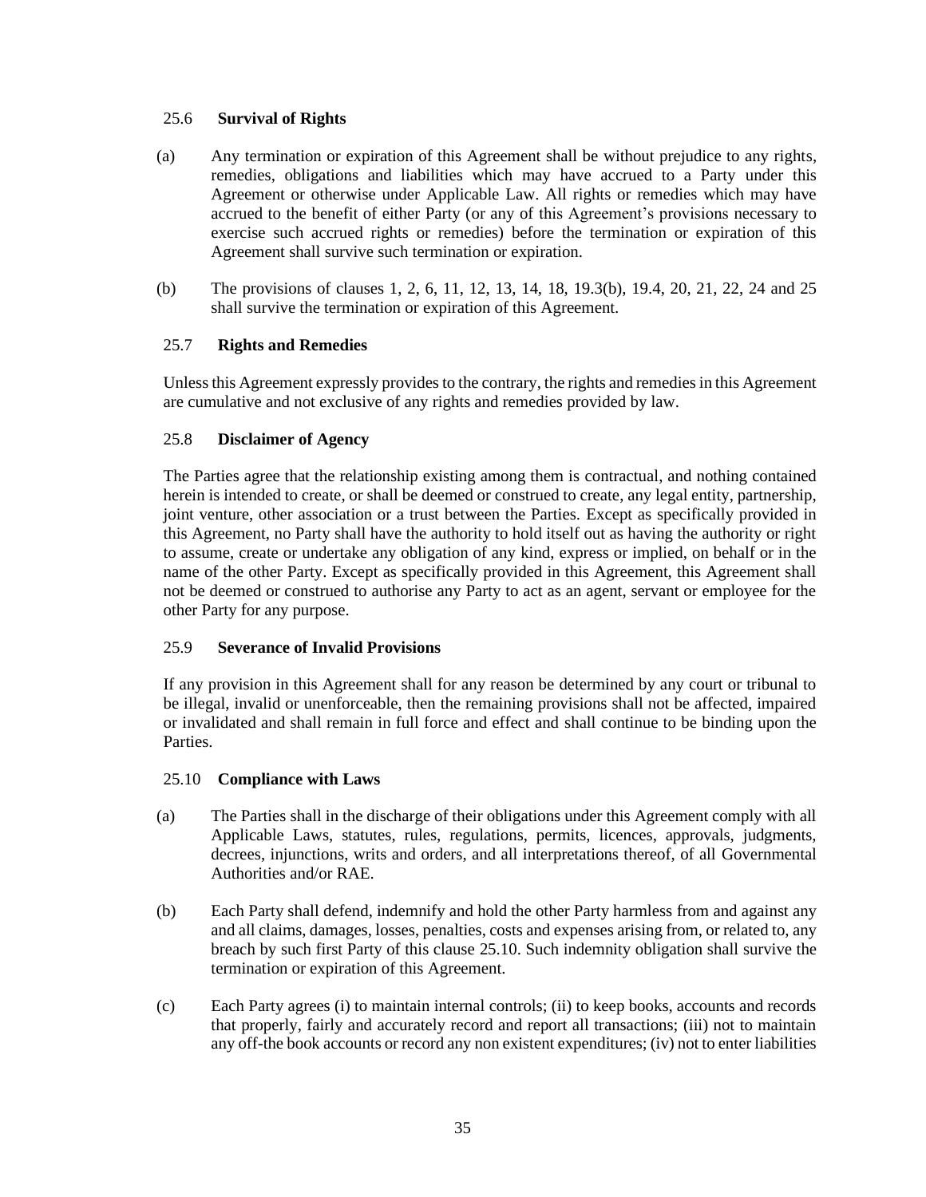### 25.6 **Survival of Rights**

(a) Any termination or expiration of this Agreement shall be without prejudice to any rights, remedies, obligations and liabilities which may have accrued to a Party under this Agreement or otherwise under Applicable Law. All rights or remedies which may have accrued to the benefit of either Party (or any of this Agreement's provisions necessary to exercise such accrued rights or remedies) before the termination or expiration of this Agreement shall survive such termination or expiration.

(b) The provisions of clauses 1, 2, 6, 11, 12, 13, 14, 18, 19.3(b), 19.4, 20, 21, 22, 24 and 25 shall survive the termination or expiration of this Agreement.

### 25.7 **Rights and Remedies**

Unless this Agreement expressly provides to the contrary, the rights and remedies in this Agreement are cumulative and not exclusive of any rights and remedies provided by law.

### 25.8 **Disclaimer of Agency**

The Parties agree that the relationship existing among them is contractual, and nothing contained herein is intended to create, or shall be deemed or construed to create, any legal entity, partnership, joint venture, other association or a trust between the Parties. Except as specifically provided in this Agreement, no Party shall have the authority to hold itself out as having the authority or right to assume, create or undertake any obligation of any kind, express or implied, on behalf or in the name of the other Party. Except as specifically provided in this Agreement, this Agreement shall not be deemed or construed to authorise any Party to act as an agent, servant or employee for the other Party for any purpose.

### 25.9 **Severance of Invalid Provisions**

If any provision in this Agreement shall for any reason be determined by any court or tribunal to be illegal, invalid or unenforceable, then the remaining provisions shall not be affected, impaired or invalidated and shall remain in full force and effect and shall continue to be binding upon the Parties.

### 25.10 **Compliance with Laws**

(a) The Parties shall in the discharge of their obligations under this Agreement comply with all Applicable Laws, statutes, rules, regulations, permits, licences, approvals, judgments, decrees, injunctions, writs and orders, and all interpretations thereof, of all Governmental Authorities and/or RAE.

(b) Each Party shall defend, indemnify and hold the other Party harmless from and against any and all claims, damages, losses, penalties, costs and expenses arising from, or related to, any breach by such first Party of this clause 25.10. Such indemnity obligation shall survive the termination or expiration of this Agreement.

(c) Each Party agrees (i) to maintain internal controls; (ii) to keep books, accounts and records that properly, fairly and accurately record and report all transactions; (iii) not to maintain any off-the book accounts or record any non existent expenditures; (iv) not to enter liabilities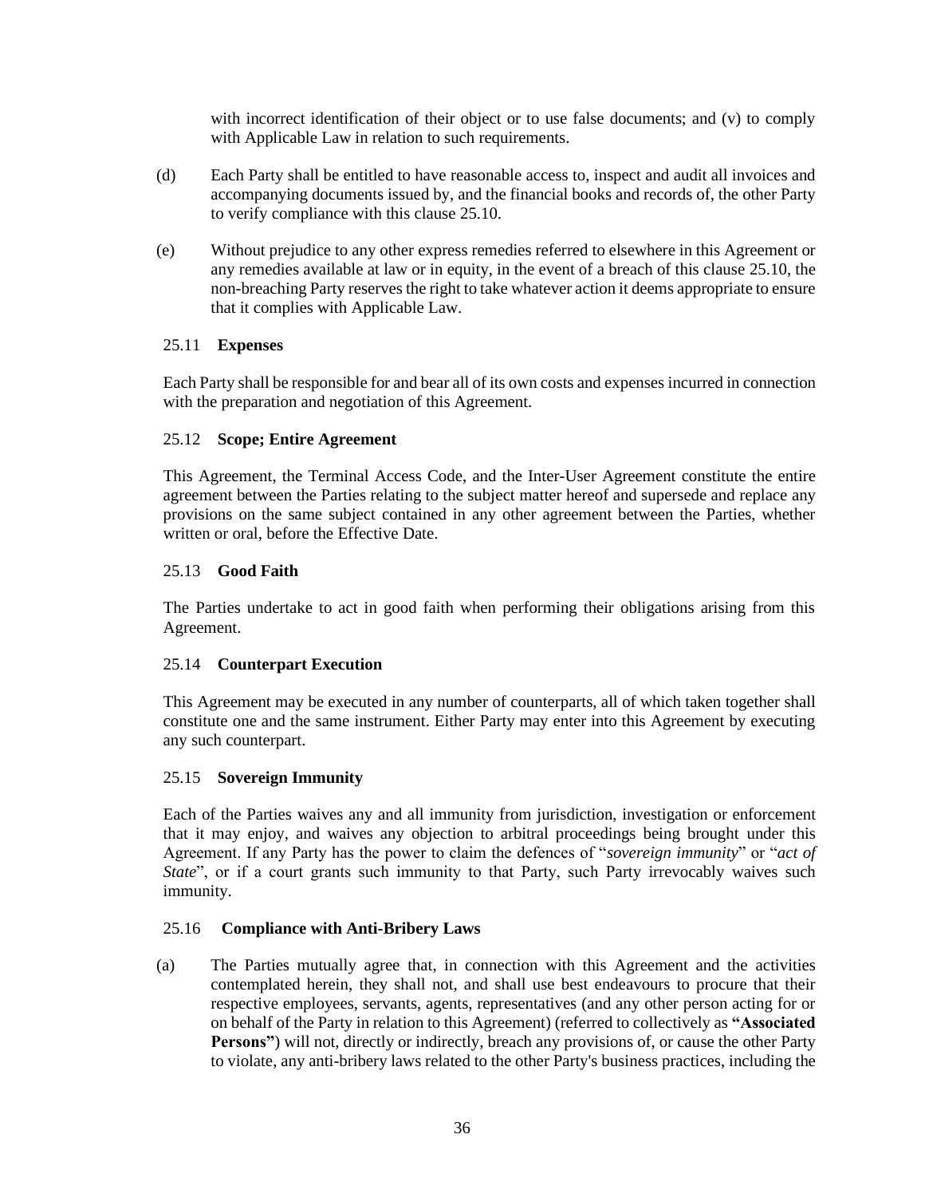with incorrect identification of their object or to use false documents; and (v) to comply with Applicable Law in relation to such requirements.

(d) Each Party shall be entitled to have reasonable access to, inspect and audit all invoices and accompanying documents issued by, and the financial books and records of, the other Party to verify compliance with this clause 25.10.

(e) Without prejudice to any other express remedies referred to elsewhere in this Agreement or any remedies available at law or in equity, in the event of a breach of this clause 25.10, the non-breaching Party reserves the right to take whatever action it deems appropriate to ensure that it complies with Applicable Law.

### 25.11 Expenses

Each Party shall be responsible for and bear all of its own costs and expenses incurred in connection with the preparation and negotiation of this Agreement.

### 25.12 Scope; Entire Agreement

This Agreement, the Terminal Access Code, and the Inter-User Agreement constitute the entire agreement between the Parties relating to the subject matter hereof and supersede and replace any provisions on the same subject contained in any other agreement between the Parties, whether written or oral, before the Effective Date.

### 25.13 Good Faith

The Parties undertake to act in good faith when performing their obligations arising from this Agreement.

### 25.14 Counterpart Execution

This Agreement may be executed in any number of counterparts, all of which taken together shall constitute one and the same instrument. Either Party may enter into this Agreement by executing any such counterpart.

### 25.15 Sovereign Immunity

Each of the Parties waives any and all immunity from jurisdiction, investigation or enforcement that it may enjoy, and waives any objection to arbitral proceedings being brought under this Agreement. If any Party has the power to claim the defences of "*sovereign immunity*" or "*act of State*", or if a court grants such immunity to that Party, such Party irrevocably waives such immunity.

### 25.16 Compliance with Anti-Bribery Laws

(a) The Parties mutually agree that, in connection with this Agreement and the activities contemplated herein, they shall not, and shall use best endeavours to procure that their respective employees, servants, agents, representatives (and any other person acting for or on behalf of the Party in relation to this Agreement) (referred to collectively as **"Associated Persons"**) will not, directly or indirectly, breach any provisions of, or cause the other Party to violate, any anti-bribery laws related to the other Party's business practices, including the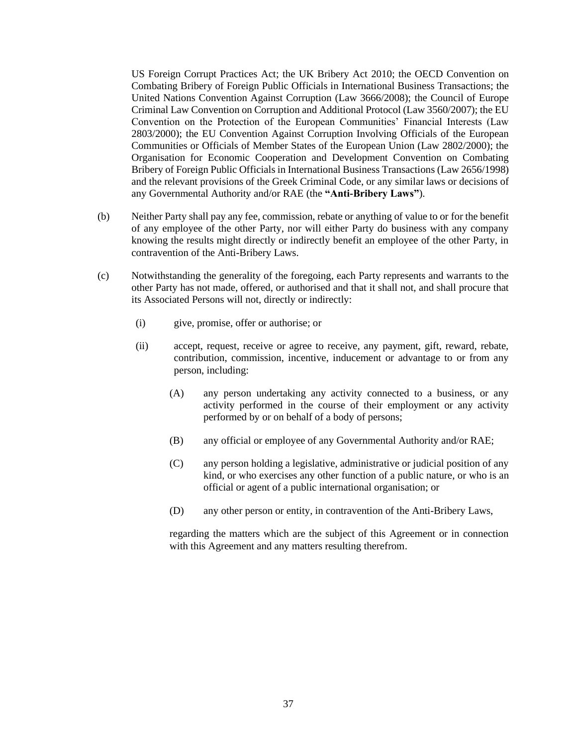US Foreign Corrupt Practices Act; the UK Bribery Act 2010; the OECD Convention on Combating Bribery of Foreign Public Officials in International Business Transactions; the United Nations Convention Against Corruption (Law 3666/2008); the Council of Europe Criminal Law Convention on Corruption and Additional Protocol (Law 3560/2007); the EU Convention on the Protection of the European Communities' Financial Interests (Law 2803/2000); the EU Convention Against Corruption Involving Officials of the European Communities or Officials of Member States of the European Union (Law 2802/2000); the Organisation for Economic Cooperation and Development Convention on Combating Bribery of Foreign Public Officials in International Business Transactions (Law 2656/1998) and the relevant provisions of the Greek Criminal Code, or any similar laws or decisions of any Governmental Authority and/or RAE (the **"Anti-Bribery Laws"**).

(b) Neither Party shall pay any fee, commission, rebate or anything of value to or for the benefit of any employee of the other Party, nor will either Party do business with any company knowing the results might directly or indirectly benefit an employee of the other Party, in contravention of the Anti-Bribery Laws.

(c) Notwithstanding the generality of the foregoing, each Party represents and warrants to the other Party has not made, offered, or authorised and that it shall not, and shall procure that its Associated Persons will not, directly or indirectly:

(i) give, promise, offer or authorise; or

(ii) accept, request, receive or agree to receive, any payment, gift, reward, rebate, contribution, commission, incentive, inducement or advantage to or from any person, including:

(A) any person undertaking any activity connected to a business, or any activity performed in the course of their employment or any activity performed by or on behalf of a body of persons;

(B) any official or employee of any Governmental Authority and/or RAE;

(C) any person holding a legislative, administrative or judicial position of any kind, or who exercises any other function of a public nature, or who is an official or agent of a public international organisation; or

(D) any other person or entity, in contravention of the Anti-Bribery Laws,

regarding the matters which are the subject of this Agreement or in connection with this Agreement and any matters resulting therefrom.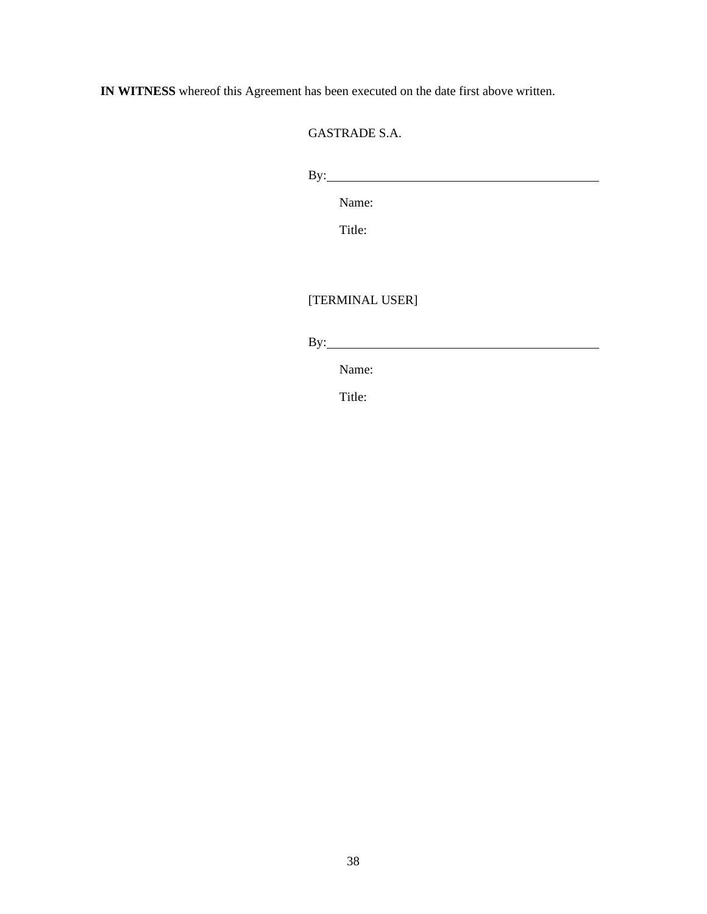**IN WITNESS** whereof this Agreement has been executed on the date first above written.

GASTRADE S.A.

By:\_\_\_\_\_\_\_\_\_\_\_\_\_\_\_\_\_\_\_\_\_\_\_\_\_\_\_\_\_\_\_\_\_\_\_\_\_\_\_\_

Name:

Title:

[TERMINAL USER]

By:\_\_\_\_\_\_\_\_\_\_\_\_\_\_\_\_\_\_\_\_\_\_\_\_\_\_\_\_\_\_\_\_\_\_\_\_\_\_\_\_

Name:

Title: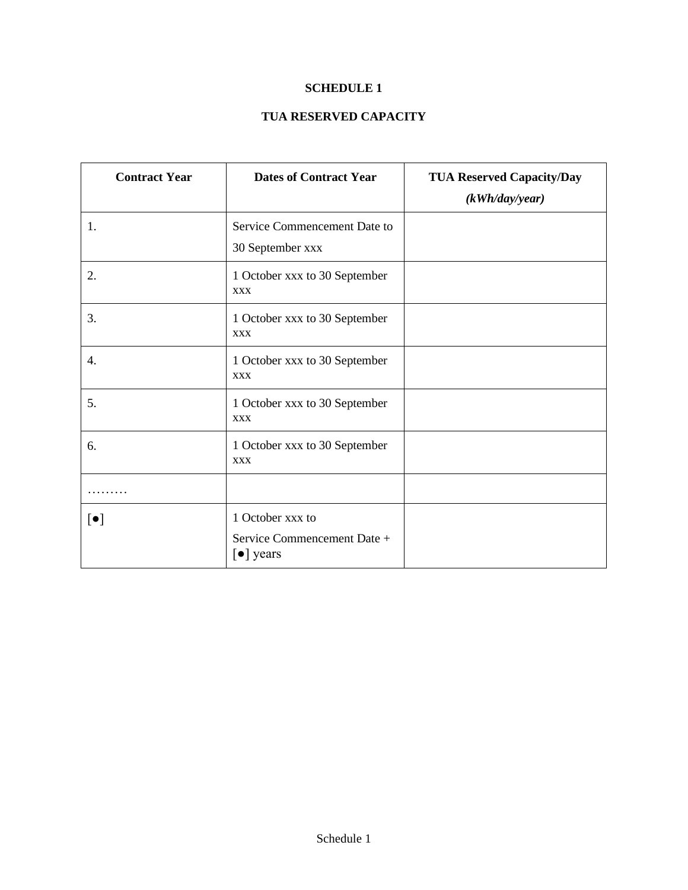**SCHEDULE 1**

**TUA RESERVED CAPACITY**

| **Contract Year** | **Dates of Contract Year** | **TUA Reserved Capacity/Day** ***(kWh/day/year)*** |
|---|---|---|
| 1. | Service Commencement Date to 30 September xxx | |
| 2. | 1 October xxx to 30 September xxx | |
| 3. | 1 October xxx to 30 September xxx | |
| 4. | 1 October xxx to 30 September xxx | |
| 5. | 1 October xxx to 30 September xxx | |
| 6. | 1 October xxx to 30 September xxx | |
| ……… | | |
| [●] | 1 October xxx to Service Commencement Date + [●] years | |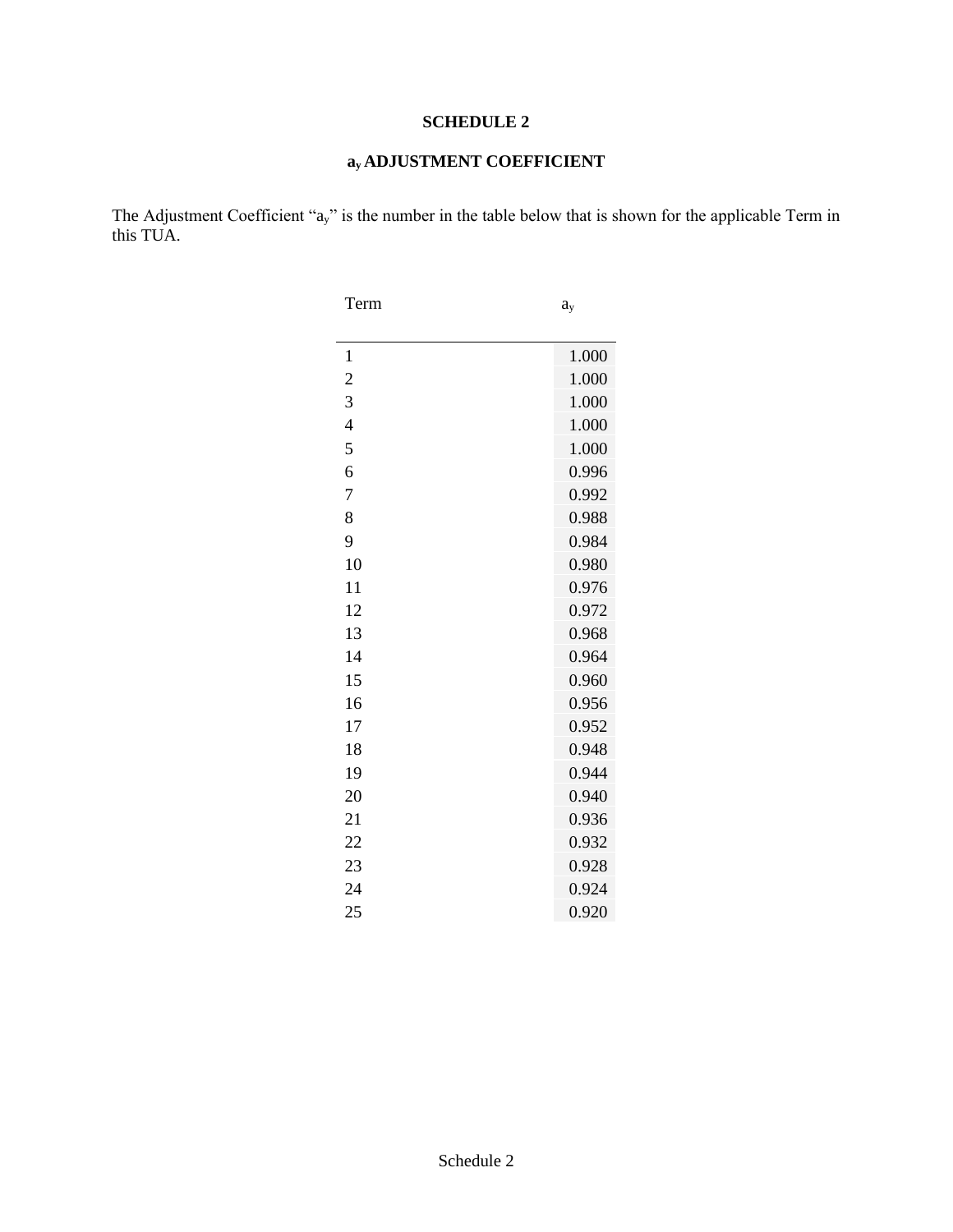# SCHEDULE 2

## $a_y$ ADJUSTMENT COEFFICIENT

The Adjustment Coefficient "$a_y$" is the number in the table below that is shown for the applicable Term in this TUA.

| Term | $a_y$ |
|---|---|
| 1 | 1.000 |
| 2 | 1.000 |
| 3 | 1.000 |
| 4 | 1.000 |
| 5 | 1.000 |
| 6 | 0.996 |
| 7 | 0.992 |
| 8 | 0.988 |
| 9 | 0.984 |
| 10 | 0.980 |
| 11 | 0.976 |
| 12 | 0.972 |
| 13 | 0.968 |
| 14 | 0.964 |
| 15 | 0.960 |
| 16 | 0.956 |
| 17 | 0.952 |
| 18 | 0.948 |
| 19 | 0.944 |
| 20 | 0.940 |
| 21 | 0.936 |
| 22 | 0.932 |
| 23 | 0.928 |
| 24 | 0.924 |
| 25 | 0.920 |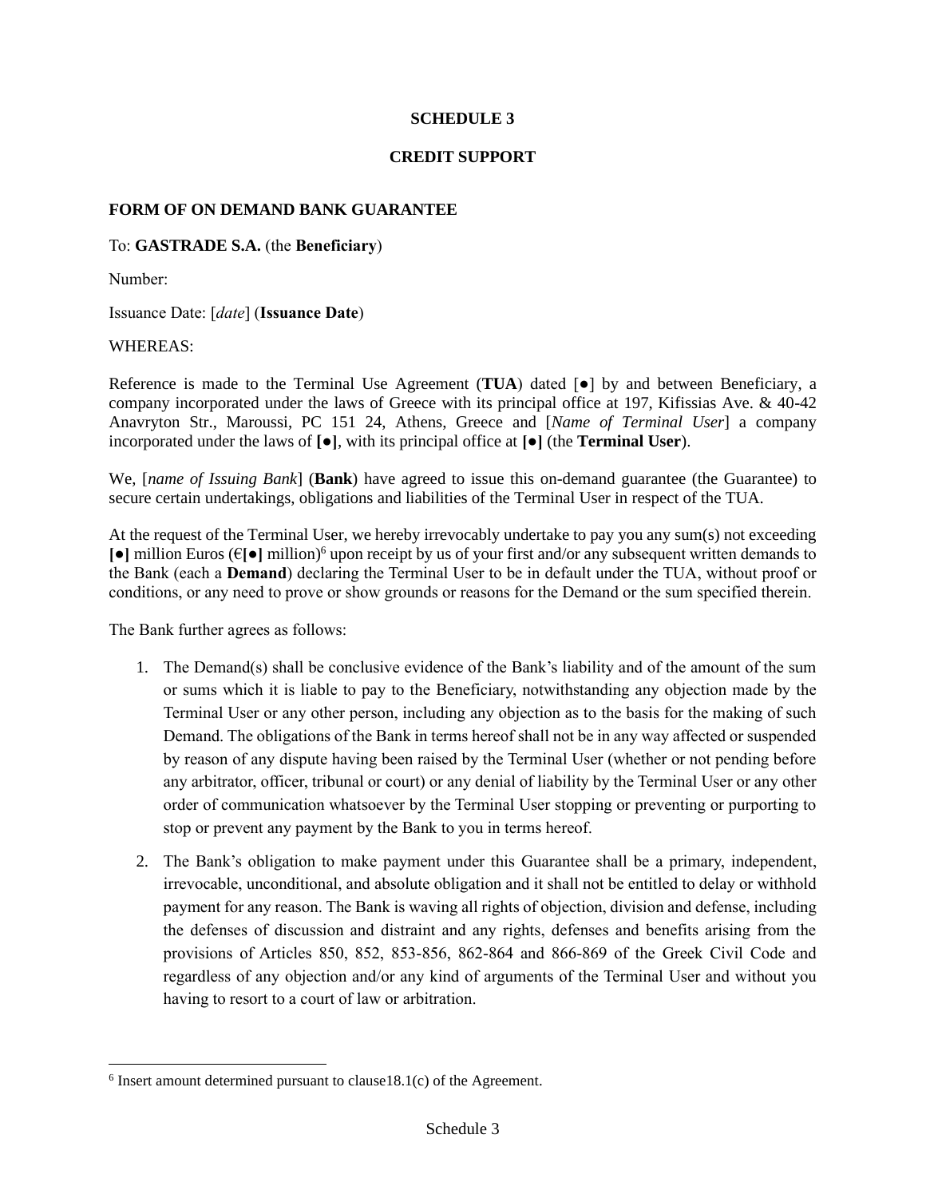# SCHEDULE 3

## CREDIT SUPPORT

### FORM OF ON DEMAND BANK GUARANTEE

To: **GASTRADE S.A.** (the **Beneficiary**)

Number:

Issuance Date: [*date*] (**Issuance Date**)

WHEREAS:

Reference is made to the Terminal Use Agreement (**TUA**) dated [●] by and between Beneficiary, a company incorporated under the laws of Greece with its principal office at 197, Kifissias Ave. & 40-42 Anavryton Str., Maroussi, PC 151 24, Athens, Greece and [*Name of Terminal User*] a company incorporated under the laws of **[●]**, with its principal office at **[●]** (the **Terminal User**).

We, [*name of Issuing Bank*] (**Bank**) have agreed to issue this on-demand guarantee (the Guarantee) to secure certain undertakings, obligations and liabilities of the Terminal User in respect of the TUA.

At the request of the Terminal User, we hereby irrevocably undertake to pay you any sum(s) not exceeding **[●]** million Euros (€**[●]** million)[6] upon receipt by us of your first and/or any subsequent written demands to the Bank (each a **Demand**) declaring the Terminal User to be in default under the TUA, without proof or conditions, or any need to prove or show grounds or reasons for the Demand or the sum specified therein.

The Bank further agrees as follows:

1. The Demand(s) shall be conclusive evidence of the Bank's liability and of the amount of the sum or sums which it is liable to pay to the Beneficiary, notwithstanding any objection made by the Terminal User or any other person, including any objection as to the basis for the making of such Demand. The obligations of the Bank in terms hereof shall not be in any way affected or suspended by reason of any dispute having been raised by the Terminal User (whether or not pending before any arbitrator, officer, tribunal or court) or any denial of liability by the Terminal User or any other order of communication whatsoever by the Terminal User stopping or preventing or purporting to stop or prevent any payment by the Bank to you in terms hereof.

2. The Bank's obligation to make payment under this Guarantee shall be a primary, independent, irrevocable, unconditional, and absolute obligation and it shall not be entitled to delay or withhold payment for any reason. The Bank is waving all rights of objection, division and defense, including the defenses of discussion and distraint and any rights, defenses and benefits arising from the provisions of Articles 850, 852, 853-856, 862-864 and 866-869 of the Greek Civil Code and regardless of any objection and/or any kind of arguments of the Terminal User and without you having to resort to a court of law or arbitration.

---

[6] Insert amount determined pursuant to clause18.1(c) of the Agreement.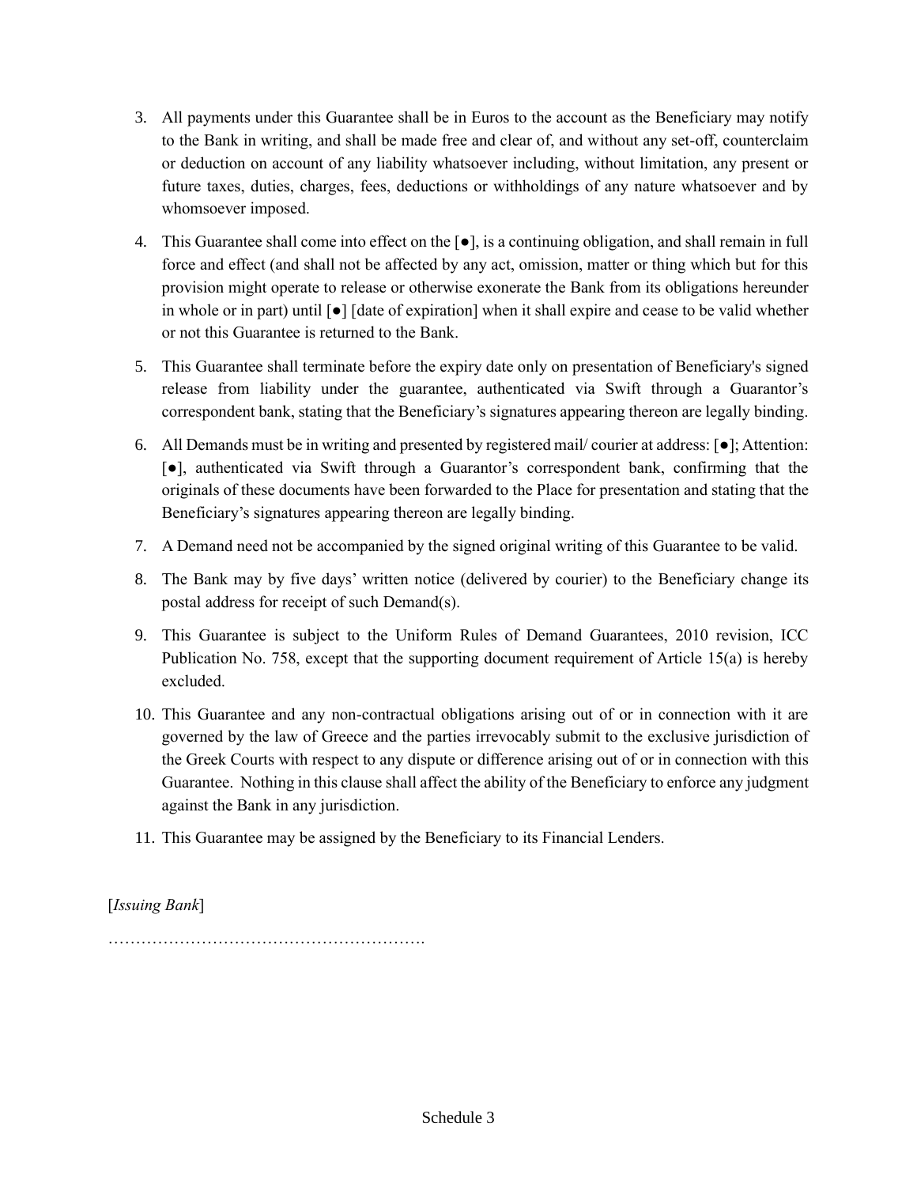3. All payments under this Guarantee shall be in Euros to the account as the Beneficiary may notify to the Bank in writing, and shall be made free and clear of, and without any set-off, counterclaim or deduction on account of any liability whatsoever including, without limitation, any present or future taxes, duties, charges, fees, deductions or withholdings of any nature whatsoever and by whomsoever imposed.

4. This Guarantee shall come into effect on the [●], is a continuing obligation, and shall remain in full force and effect (and shall not be affected by any act, omission, matter or thing which but for this provision might operate to release or otherwise exonerate the Bank from its obligations hereunder in whole or in part) until [●] [date of expiration] when it shall expire and cease to be valid whether or not this Guarantee is returned to the Bank.

5. This Guarantee shall terminate before the expiry date only on presentation of Beneficiary's signed release from liability under the guarantee, authenticated via Swift through a Guarantor's correspondent bank, stating that the Beneficiary's signatures appearing thereon are legally binding.

6. All Demands must be in writing and presented by registered mail/ courier at address: [●]; Attention: [●], authenticated via Swift through a Guarantor's correspondent bank, confirming that the originals of these documents have been forwarded to the Place for presentation and stating that the Beneficiary's signatures appearing thereon are legally binding.

7. A Demand need not be accompanied by the signed original writing of this Guarantee to be valid.

8. The Bank may by five days' written notice (delivered by courier) to the Beneficiary change its postal address for receipt of such Demand(s).

9. This Guarantee is subject to the Uniform Rules of Demand Guarantees, 2010 revision, ICC Publication No. 758, except that the supporting document requirement of Article 15(a) is hereby excluded.

10. This Guarantee and any non-contractual obligations arising out of or in connection with it are governed by the law of Greece and the parties irrevocably submit to the exclusive jurisdiction of the Greek Courts with respect to any dispute or difference arising out of or in connection with this Guarantee. Nothing in this clause shall affect the ability of the Beneficiary to enforce any judgment against the Bank in any jurisdiction.

11. This Guarantee may be assigned by the Beneficiary to its Financial Lenders.

[*Issuing Bank*]

………………………………………………….

Schedule 3